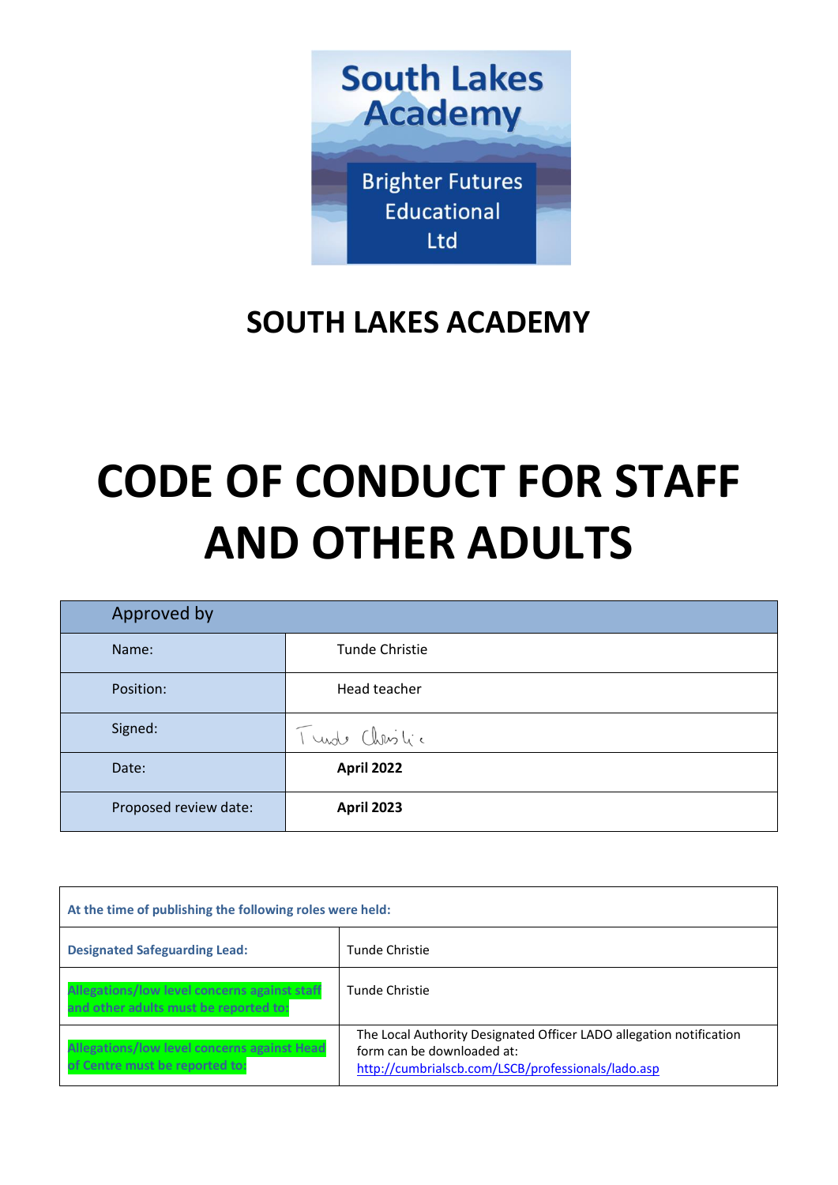South Lakes Academy

Brighter Futures Educational Ltd

# SOUTH LAKES ACADEMY

# CODE OF CONDUCT FOR STAFF AND OTHER ADULTS

| Approved by | |
|---|---|
| Name: | Tunde Christie |
| Position: | Head teacher |
| Signed: | Tunde Christie |
| Date: | **April 2022** |
| Proposed review date: | **April 2023** |

| At the time of publishing the following roles were held: | |
|---|---|
| **Designated Safeguarding Lead:** | Tunde Christie |
| **Allegations/low level concerns against staff and other adults must be reported to:** | Tunde Christie |
| **Allegations/low level concerns against Head of Centre must be reported to:** | The Local Authority Designated Officer LADO allegation notification form can be downloaded at: http://cumbrialscb.com/LSCB/professionals/lado.asp |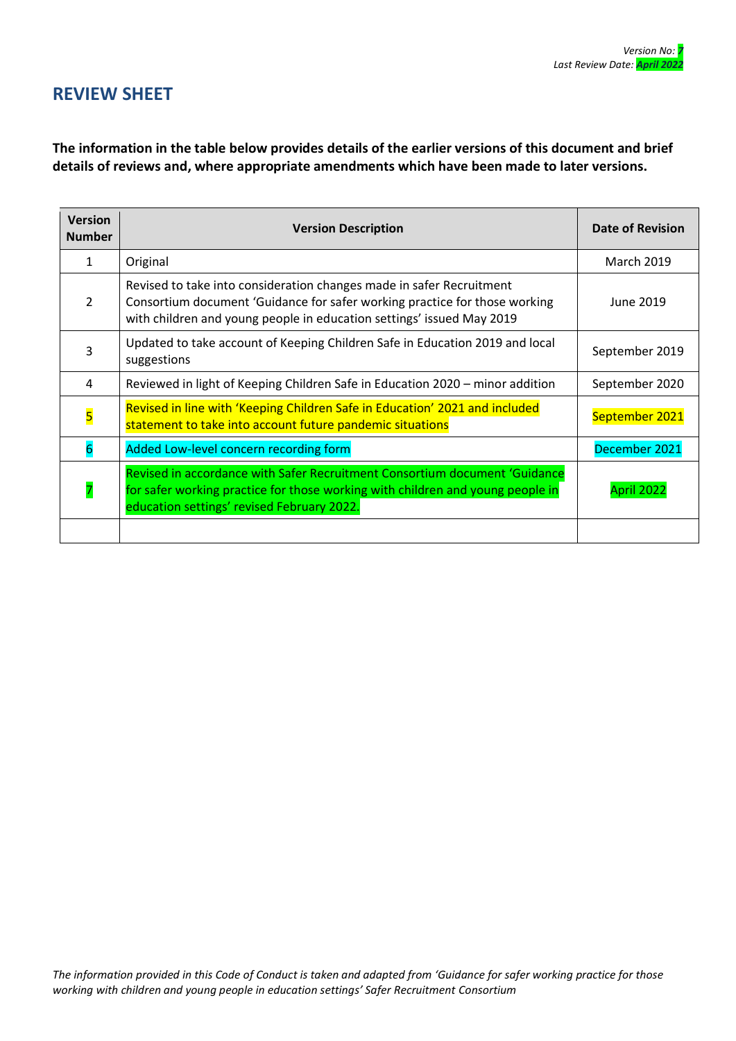*Version No: 7*
*Last Review Date: April 2022*

## REVIEW SHEET

**The information in the table below provides details of the earlier versions of this document and brief details of reviews and, where appropriate amendments which have been made to later versions.**

| Version Number | Version Description | Date of Revision |
|---|---|---|
| 1 | Original | March 2019 |
| 2 | Revised to take into consideration changes made in safer Recruitment Consortium document 'Guidance for safer working practice for those working with children and young people in education settings' issued May 2019 | June 2019 |
| 3 | Updated to take account of Keeping Children Safe in Education 2019 and local suggestions | September 2019 |
| 4 | Reviewed in light of Keeping Children Safe in Education 2020 – minor addition | September 2020 |
| 5 | Revised in line with 'Keeping Children Safe in Education' 2021 and included statement to take into account future pandemic situations | September 2021 |
| 6 | Added Low-level concern recording form | December 2021 |
| 7 | Revised in accordance with Safer Recruitment Consortium document 'Guidance for safer working practice for those working with children and young people in education settings' revised February 2022. | April 2022 |
| | | |

*The information provided in this Code of Conduct is taken and adapted from 'Guidance for safer working practice for those working with children and young people in education settings' Safer Recruitment Consortium*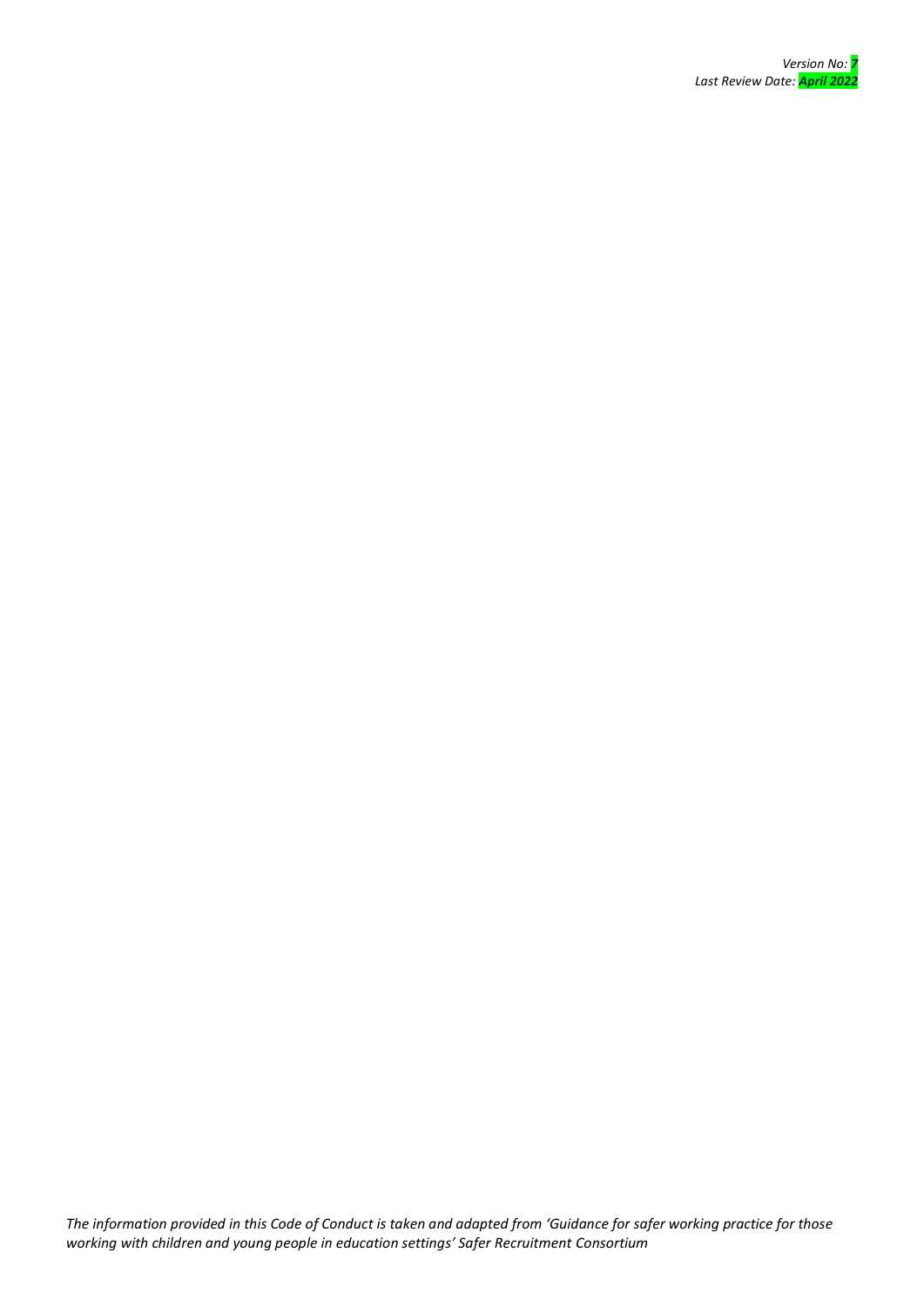*Version No: 7*
*Last Review Date: April 2022*

*The information provided in this Code of Conduct is taken and adapted from 'Guidance for safer working practice for those working with children and young people in education settings' Safer Recruitment Consortium*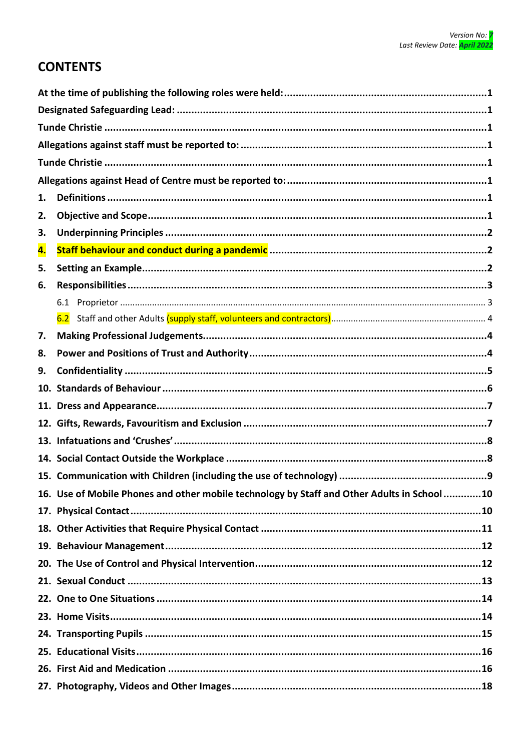*Version No: 7*
*Last Review Date: April 2022*

# CONTENTS

**At the time of publishing the following roles were held: .......... 1**

**Designated Safeguarding Lead: .......... 1**

**Tunde Christie .......... 1**

**Allegations against staff must be reported to: .......... 1**

**Tunde Christie .......... 1**

**Allegations against Head of Centre must be reported to: .......... 1**

**1. Definitions .......... 1**

**2. Objective and Scope .......... 1**

**3. Underpinning Principles .......... 2**

**4. Staff behaviour and conduct during a pandemic .......... 2**

**5. Setting an Example .......... 2**

**6. Responsibilities .......... 3**

6.1 Proprietor .......... 3

6.2 Staff and other Adults (supply staff, volunteers and contractors) .......... 4

**7. Making Professional Judgements .......... 4**

**8. Power and Positions of Trust and Authority .......... 4**

**9. Confidentiality .......... 5**

**10. Standards of Behaviour .......... 6**

**11. Dress and Appearance .......... 7**

**12. Gifts, Rewards, Favouritism and Exclusion .......... 7**

**13. Infatuations and 'Crushes' .......... 8**

**14. Social Contact Outside the Workplace .......... 8**

**15. Communication with Children (including the use of technology) .......... 9**

**16. Use of Mobile Phones and other mobile technology by Staff and Other Adults in School .......... 10**

**17. Physical Contact .......... 10**

**18. Other Activities that Require Physical Contact .......... 11**

**19. Behaviour Management .......... 12**

**20. The Use of Control and Physical Intervention .......... 12**

**21. Sexual Conduct .......... 13**

**22. One to One Situations .......... 14**

**23. Home Visits .......... 14**

**24. Transporting Pupils .......... 15**

**25. Educational Visits .......... 16**

**26. First Aid and Medication .......... 16**

**27. Photography, Videos and Other Images .......... 18**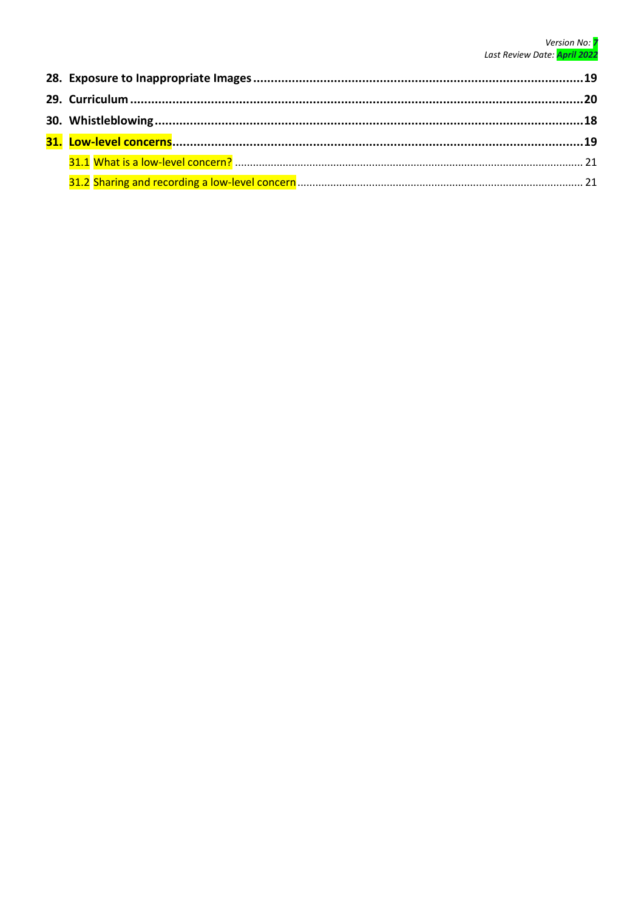**28. Exposure to Inappropriate Images** ........................................................................................... **19**

**29. Curriculum** ................................................................................................................................. **20**

**30. Whistleblowing** ........................................................................................................................ **18**

**31. Low-level concerns** .................................................................................................................. **19**

31.1 What is a low-level concern? ................................................................................................... 21

31.2 Sharing and recording a low-level concern .............................................................................. 21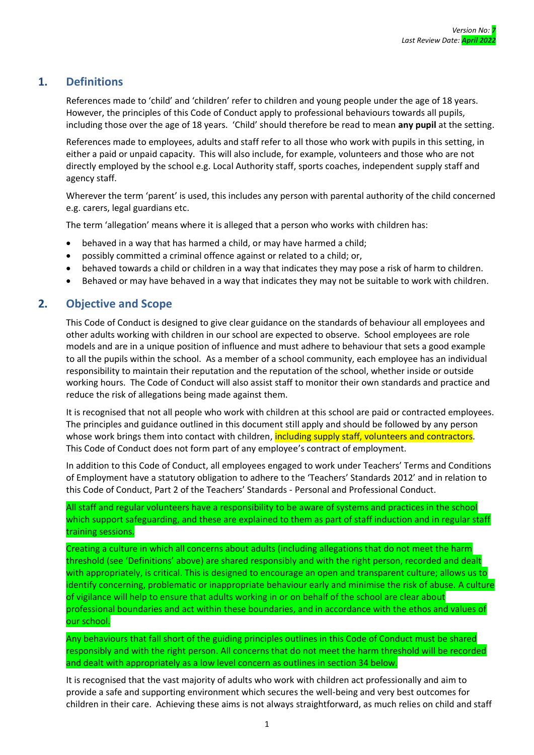*Version No: 7*
*Last Review Date: April 2022*

## 1. Definitions

References made to 'child' and 'children' refer to children and young people under the age of 18 years. However, the principles of this Code of Conduct apply to professional behaviours towards all pupils, including those over the age of 18 years. 'Child' should therefore be read to mean **any pupil** at the setting.

References made to employees, adults and staff refer to all those who work with pupils in this setting, in either a paid or unpaid capacity. This will also include, for example, volunteers and those who are not directly employed by the school e.g. Local Authority staff, sports coaches, independent supply staff and agency staff.

Wherever the term 'parent' is used, this includes any person with parental authority of the child concerned e.g. carers, legal guardians etc.

The term 'allegation' means where it is alleged that a person who works with children has:

- behaved in a way that has harmed a child, or may have harmed a child;
- possibly committed a criminal offence against or related to a child; or,
- behaved towards a child or children in a way that indicates they may pose a risk of harm to children.
- Behaved or may have behaved in a way that indicates they may not be suitable to work with children.

## 2. Objective and Scope

This Code of Conduct is designed to give clear guidance on the standards of behaviour all employees and other adults working with children in our school are expected to observe. School employees are role models and are in a unique position of influence and must adhere to behaviour that sets a good example to all the pupils within the school. As a member of a school community, each employee has an individual responsibility to maintain their reputation and the reputation of the school, whether inside or outside working hours. The Code of Conduct will also assist staff to monitor their own standards and practice and reduce the risk of allegations being made against them.

It is recognised that not all people who work with children at this school are paid or contracted employees. The principles and guidance outlined in this document still apply and should be followed by any person whose work brings them into contact with children, including supply staff, volunteers and contractors. This Code of Conduct does not form part of any employee's contract of employment.

In addition to this Code of Conduct, all employees engaged to work under Teachers' Terms and Conditions of Employment have a statutory obligation to adhere to the 'Teachers' Standards 2012' and in relation to this Code of Conduct, Part 2 of the Teachers' Standards - Personal and Professional Conduct.

All staff and regular volunteers have a responsibility to be aware of systems and practices in the school which support safeguarding, and these are explained to them as part of staff induction and in regular staff training sessions.

Creating a culture in which all concerns about adults (including allegations that do not meet the harm threshold (see 'Definitions' above) are shared responsibly and with the right person, recorded and dealt with appropriately, is critical. This is designed to encourage an open and transparent culture; allows us to identify concerning, problematic or inappropriate behaviour early and minimise the risk of abuse. A culture of vigilance will help to ensure that adults working in or on behalf of the school are clear about professional boundaries and act within these boundaries, and in accordance with the ethos and values of our school.

Any behaviours that fall short of the guiding principles outlines in this Code of Conduct must be shared responsibly and with the right person. All concerns that do not meet the harm threshold will be recorded and dealt with appropriately as a low level concern as outlines in section 34 below.

It is recognised that the vast majority of adults who work with children act professionally and aim to provide a safe and supporting environment which secures the well-being and very best outcomes for children in their care. Achieving these aims is not always straightforward, as much relies on child and staff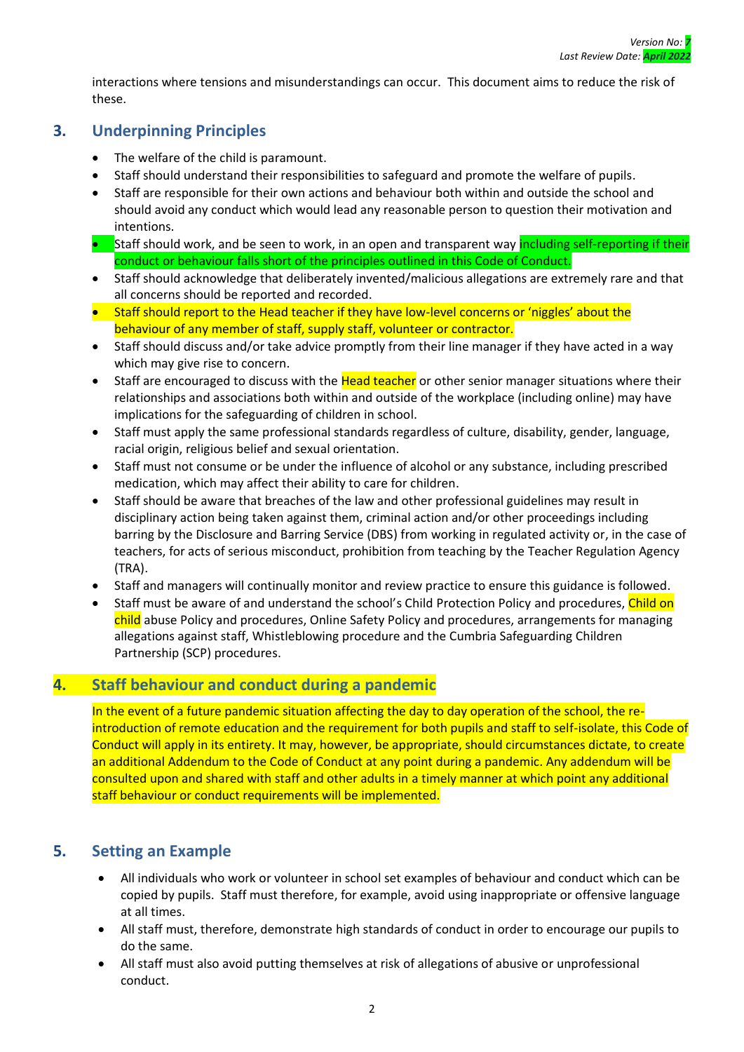interactions where tensions and misunderstandings can occur. This document aims to reduce the risk of these.

## 3. Underpinning Principles

- The welfare of the child is paramount.
- Staff should understand their responsibilities to safeguard and promote the welfare of pupils.
- Staff are responsible for their own actions and behaviour both within and outside the school and should avoid any conduct which would lead any reasonable person to question their motivation and intentions.
- Staff should work, and be seen to work, in an open and transparent way including self-reporting if their conduct or behaviour falls short of the principles outlined in this Code of Conduct.
- Staff should acknowledge that deliberately invented/malicious allegations are extremely rare and that all concerns should be reported and recorded.
- Staff should report to the Head teacher if they have low-level concerns or 'niggles' about the behaviour of any member of staff, supply staff, volunteer or contractor.
- Staff should discuss and/or take advice promptly from their line manager if they have acted in a way which may give rise to concern.
- Staff are encouraged to discuss with the Head teacher or other senior manager situations where their relationships and associations both within and outside of the workplace (including online) may have implications for the safeguarding of children in school.
- Staff must apply the same professional standards regardless of culture, disability, gender, language, racial origin, religious belief and sexual orientation.
- Staff must not consume or be under the influence of alcohol or any substance, including prescribed medication, which may affect their ability to care for children.
- Staff should be aware that breaches of the law and other professional guidelines may result in disciplinary action being taken against them, criminal action and/or other proceedings including barring by the Disclosure and Barring Service (DBS) from working in regulated activity or, in the case of teachers, for acts of serious misconduct, prohibition from teaching by the Teacher Regulation Agency (TRA).
- Staff and managers will continually monitor and review practice to ensure this guidance is followed.
- Staff must be aware of and understand the school's Child Protection Policy and procedures, Child on child abuse Policy and procedures, Online Safety Policy and procedures, arrangements for managing allegations against staff, Whistleblowing procedure and the Cumbria Safeguarding Children Partnership (SCP) procedures.

## 4. Staff behaviour and conduct during a pandemic

In the event of a future pandemic situation affecting the day to day operation of the school, the re-introduction of remote education and the requirement for both pupils and staff to self-isolate, this Code of Conduct will apply in its entirety. It may, however, be appropriate, should circumstances dictate, to create an additional Addendum to the Code of Conduct at any point during a pandemic. Any addendum will be consulted upon and shared with staff and other adults in a timely manner at which point any additional staff behaviour or conduct requirements will be implemented.

## 5. Setting an Example

- All individuals who work or volunteer in school set examples of behaviour and conduct which can be copied by pupils. Staff must therefore, for example, avoid using inappropriate or offensive language at all times.
- All staff must, therefore, demonstrate high standards of conduct in order to encourage our pupils to do the same.
- All staff must also avoid putting themselves at risk of allegations of abusive or unprofessional conduct.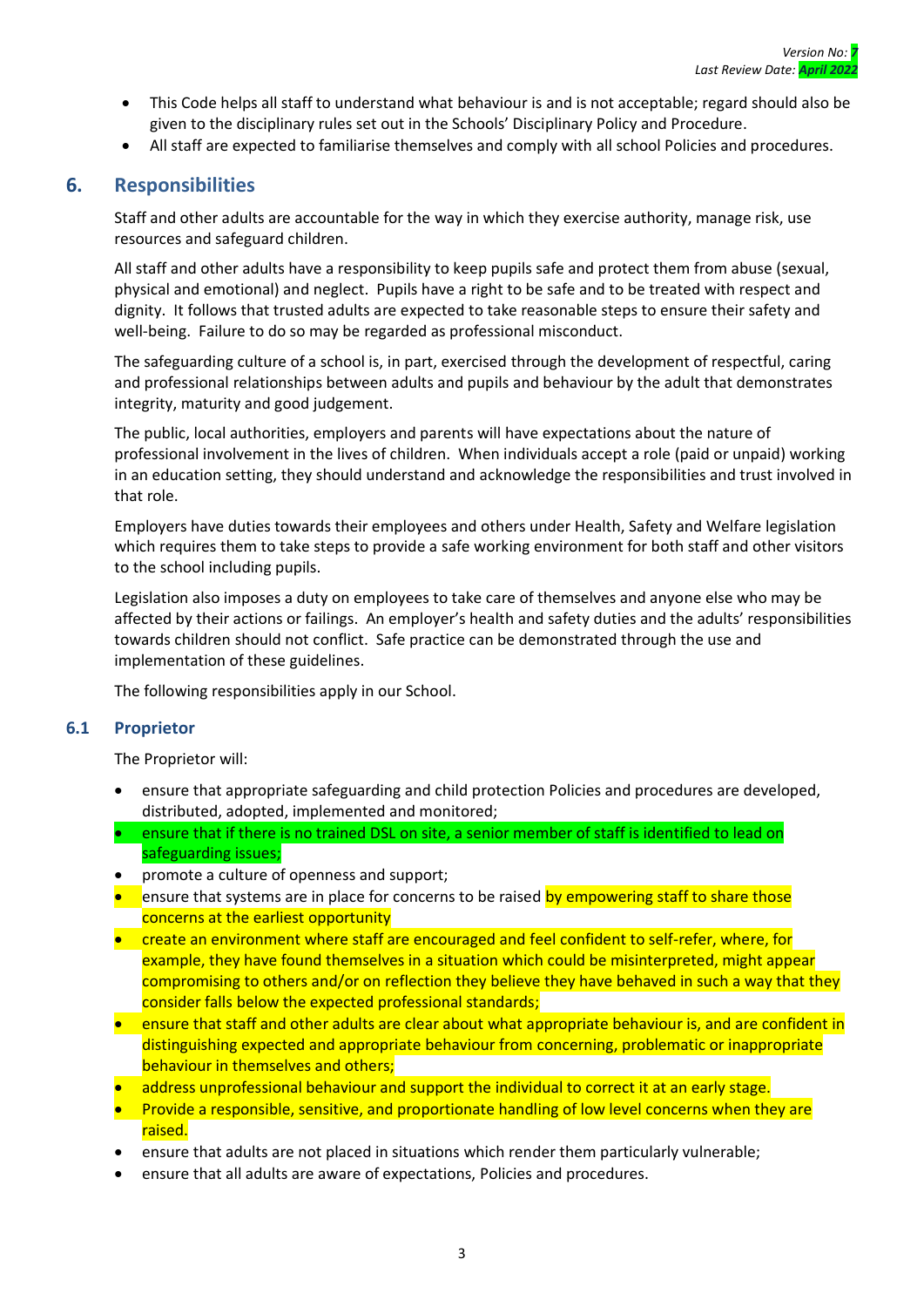- This Code helps all staff to understand what behaviour is and is not acceptable; regard should also be given to the disciplinary rules set out in the Schools' Disciplinary Policy and Procedure.
- All staff are expected to familiarise themselves and comply with all school Policies and procedures.

## 6. Responsibilities

Staff and other adults are accountable for the way in which they exercise authority, manage risk, use resources and safeguard children.

All staff and other adults have a responsibility to keep pupils safe and protect them from abuse (sexual, physical and emotional) and neglect. Pupils have a right to be safe and to be treated with respect and dignity. It follows that trusted adults are expected to take reasonable steps to ensure their safety and well-being. Failure to do so may be regarded as professional misconduct.

The safeguarding culture of a school is, in part, exercised through the development of respectful, caring and professional relationships between adults and pupils and behaviour by the adult that demonstrates integrity, maturity and good judgement.

The public, local authorities, employers and parents will have expectations about the nature of professional involvement in the lives of children. When individuals accept a role (paid or unpaid) working in an education setting, they should understand and acknowledge the responsibilities and trust involved in that role.

Employers have duties towards their employees and others under Health, Safety and Welfare legislation which requires them to take steps to provide a safe working environment for both staff and other visitors to the school including pupils.

Legislation also imposes a duty on employees to take care of themselves and anyone else who may be affected by their actions or failings. An employer's health and safety duties and the adults' responsibilities towards children should not conflict. Safe practice can be demonstrated through the use and implementation of these guidelines.

The following responsibilities apply in our School.

### 6.1 Proprietor

The Proprietor will:

- ensure that appropriate safeguarding and child protection Policies and procedures are developed, distributed, adopted, implemented and monitored;
- ensure that if there is no trained DSL on site, a senior member of staff is identified to lead on safeguarding issues;
- promote a culture of openness and support;
- ensure that systems are in place for concerns to be raised by empowering staff to share those concerns at the earliest opportunity
- create an environment where staff are encouraged and feel confident to self-refer, where, for example, they have found themselves in a situation which could be misinterpreted, might appear compromising to others and/or on reflection they believe they have behaved in such a way that they consider falls below the expected professional standards;
- ensure that staff and other adults are clear about what appropriate behaviour is, and are confident in distinguishing expected and appropriate behaviour from concerning, problematic or inappropriate behaviour in themselves and others;
- address unprofessional behaviour and support the individual to correct it at an early stage.
- Provide a responsible, sensitive, and proportionate handling of low level concerns when they are raised.
- ensure that adults are not placed in situations which render them particularly vulnerable;
- ensure that all adults are aware of expectations, Policies and procedures.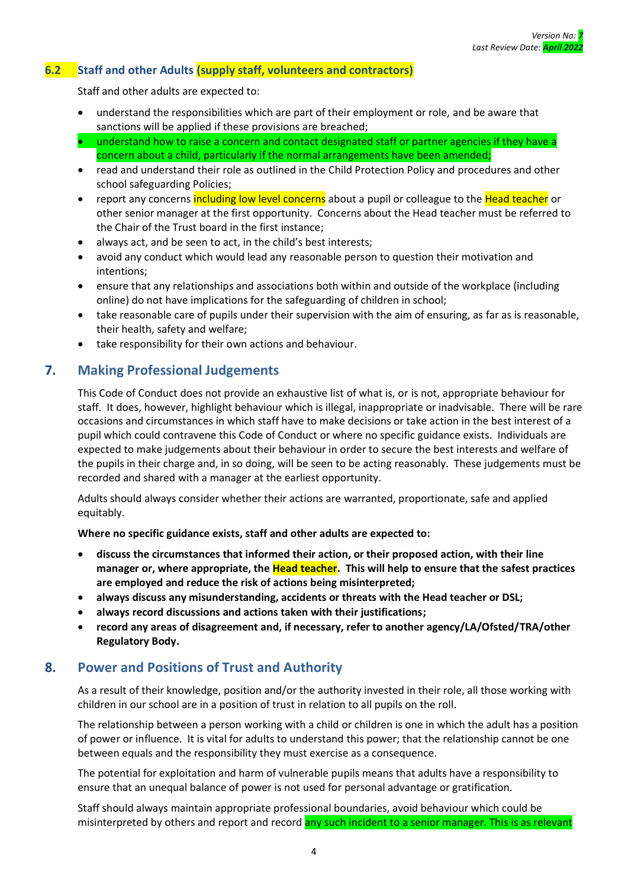### 6.2 Staff and other Adults (supply staff, volunteers and contractors)

Staff and other adults are expected to:

- understand the responsibilities which are part of their employment or role, and be aware that sanctions will be applied if these provisions are breached;
- understand how to raise a concern and contact designated staff or partner agencies if they have a concern about a child, particularly if the normal arrangements have been amended;
- read and understand their role as outlined in the Child Protection Policy and procedures and other school safeguarding Policies;
- report any concerns including low level concerns about a pupil or colleague to the Head teacher or other senior manager at the first opportunity. Concerns about the Head teacher must be referred to the Chair of the Trust board in the first instance;
- always act, and be seen to act, in the child's best interests;
- avoid any conduct which would lead any reasonable person to question their motivation and intentions;
- ensure that any relationships and associations both within and outside of the workplace (including online) do not have implications for the safeguarding of children in school;
- take reasonable care of pupils under their supervision with the aim of ensuring, as far as is reasonable, their health, safety and welfare;
- take responsibility for their own actions and behaviour.

## 7. Making Professional Judgements

This Code of Conduct does not provide an exhaustive list of what is, or is not, appropriate behaviour for staff. It does, however, highlight behaviour which is illegal, inappropriate or inadvisable. There will be rare occasions and circumstances in which staff have to make decisions or take action in the best interest of a pupil which could contravene this Code of Conduct or where no specific guidance exists. Individuals are expected to make judgements about their behaviour in order to secure the best interests and welfare of the pupils in their charge and, in so doing, will be seen to be acting reasonably. These judgements must be recorded and shared with a manager at the earliest opportunity.

Adults should always consider whether their actions are warranted, proportionate, safe and applied equitably.

**Where no specific guidance exists, staff and other adults are expected to:**

- **discuss the circumstances that informed their action, or their proposed action, with their line manager or, where appropriate, the Head teacher. This will help to ensure that the safest practices are employed and reduce the risk of actions being misinterpreted;**
- **always discuss any misunderstanding, accidents or threats with the Head teacher or DSL;**
- **always record discussions and actions taken with their justifications;**
- **record any areas of disagreement and, if necessary, refer to another agency/LA/Ofsted/TRA/other Regulatory Body.**

## 8. Power and Positions of Trust and Authority

As a result of their knowledge, position and/or the authority invested in their role, all those working with children in our school are in a position of trust in relation to all pupils on the roll.

The relationship between a person working with a child or children is one in which the adult has a position of power or influence. It is vital for adults to understand this power; that the relationship cannot be one between equals and the responsibility they must exercise as a consequence.

The potential for exploitation and harm of vulnerable pupils means that adults have a responsibility to ensure that an unequal balance of power is not used for personal advantage or gratification.

Staff should always maintain appropriate professional boundaries, avoid behaviour which could be misinterpreted by others and report and record any such incident to a senior manager. This is as relevant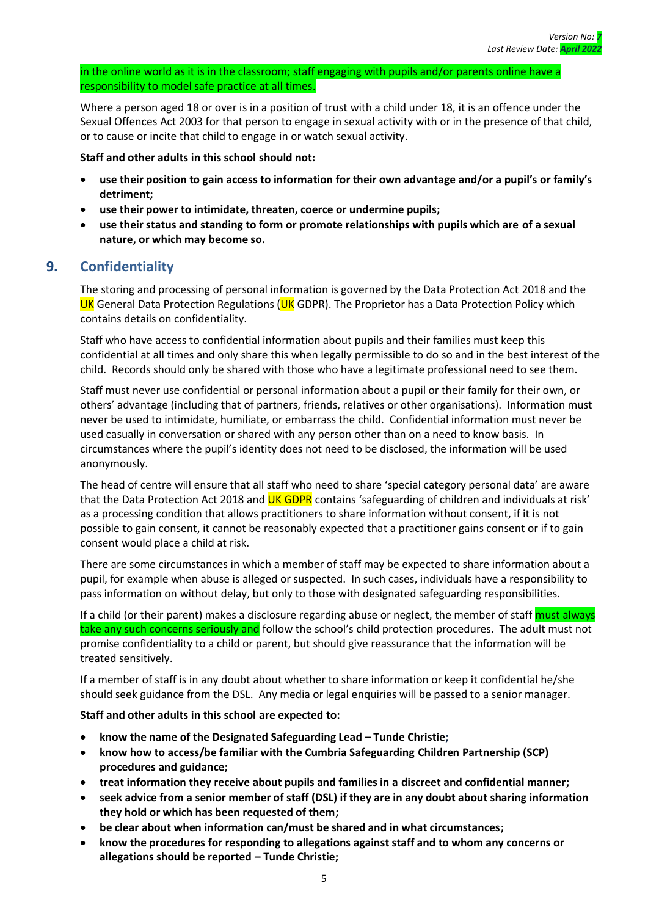in the online world as it is in the classroom; staff engaging with pupils and/or parents online have a responsibility to model safe practice at all times.

Where a person aged 18 or over is in a position of trust with a child under 18, it is an offence under the Sexual Offences Act 2003 for that person to engage in sexual activity with or in the presence of that child, or to cause or incite that child to engage in or watch sexual activity.

**Staff and other adults in this school should not:**

- **use their position to gain access to information for their own advantage and/or a pupil's or family's detriment;**
- **use their power to intimidate, threaten, coerce or undermine pupils;**
- **use their status and standing to form or promote relationships with pupils which are of a sexual nature, or which may become so.**

## 9. Confidentiality

The storing and processing of personal information is governed by the Data Protection Act 2018 and the UK General Data Protection Regulations (UK GDPR). The Proprietor has a Data Protection Policy which contains details on confidentiality.

Staff who have access to confidential information about pupils and their families must keep this confidential at all times and only share this when legally permissible to do so and in the best interest of the child. Records should only be shared with those who have a legitimate professional need to see them.

Staff must never use confidential or personal information about a pupil or their family for their own, or others' advantage (including that of partners, friends, relatives or other organisations). Information must never be used to intimidate, humiliate, or embarrass the child. Confidential information must never be used casually in conversation or shared with any person other than on a need to know basis. In circumstances where the pupil's identity does not need to be disclosed, the information will be used anonymously.

The head of centre will ensure that all staff who need to share 'special category personal data' are aware that the Data Protection Act 2018 and UK GDPR contains 'safeguarding of children and individuals at risk' as a processing condition that allows practitioners to share information without consent, if it is not possible to gain consent, it cannot be reasonably expected that a practitioner gains consent or if to gain consent would place a child at risk.

There are some circumstances in which a member of staff may be expected to share information about a pupil, for example when abuse is alleged or suspected. In such cases, individuals have a responsibility to pass information on without delay, but only to those with designated safeguarding responsibilities.

If a child (or their parent) makes a disclosure regarding abuse or neglect, the member of staff must always take any such concerns seriously and follow the school's child protection procedures. The adult must not promise confidentiality to a child or parent, but should give reassurance that the information will be treated sensitively.

If a member of staff is in any doubt about whether to share information or keep it confidential he/she should seek guidance from the DSL. Any media or legal enquiries will be passed to a senior manager.

**Staff and other adults in this school are expected to:**

- **know the name of the Designated Safeguarding Lead – Tunde Christie;**
- **know how to access/be familiar with the Cumbria Safeguarding Children Partnership (SCP) procedures and guidance;**
- **treat information they receive about pupils and families in a discreet and confidential manner;**
- **seek advice from a senior member of staff (DSL) if they are in any doubt about sharing information they hold or which has been requested of them;**
- **be clear about when information can/must be shared and in what circumstances;**
- **know the procedures for responding to allegations against staff and to whom any concerns or allegations should be reported – Tunde Christie;**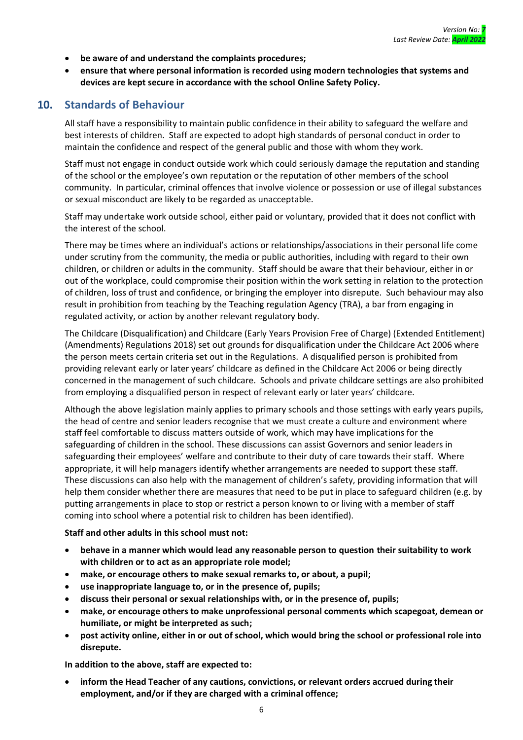- **be aware of and understand the complaints procedures;**
- **ensure that where personal information is recorded using modern technologies that systems and devices are kept secure in accordance with the school Online Safety Policy.**

## 10. Standards of Behaviour

All staff have a responsibility to maintain public confidence in their ability to safeguard the welfare and best interests of children. Staff are expected to adopt high standards of personal conduct in order to maintain the confidence and respect of the general public and those with whom they work.

Staff must not engage in conduct outside work which could seriously damage the reputation and standing of the school or the employee's own reputation or the reputation of other members of the school community. In particular, criminal offences that involve violence or possession or use of illegal substances or sexual misconduct are likely to be regarded as unacceptable.

Staff may undertake work outside school, either paid or voluntary, provided that it does not conflict with the interest of the school.

There may be times where an individual's actions or relationships/associations in their personal life come under scrutiny from the community, the media or public authorities, including with regard to their own children, or children or adults in the community. Staff should be aware that their behaviour, either in or out of the workplace, could compromise their position within the work setting in relation to the protection of children, loss of trust and confidence, or bringing the employer into disrepute. Such behaviour may also result in prohibition from teaching by the Teaching regulation Agency (TRA), a bar from engaging in regulated activity, or action by another relevant regulatory body.

The Childcare (Disqualification) and Childcare (Early Years Provision Free of Charge) (Extended Entitlement) (Amendments) Regulations 2018) set out grounds for disqualification under the Childcare Act 2006 where the person meets certain criteria set out in the Regulations. A disqualified person is prohibited from providing relevant early or later years' childcare as defined in the Childcare Act 2006 or being directly concerned in the management of such childcare. Schools and private childcare settings are also prohibited from employing a disqualified person in respect of relevant early or later years' childcare.

Although the above legislation mainly applies to primary schools and those settings with early years pupils, the head of centre and senior leaders recognise that we must create a culture and environment where staff feel comfortable to discuss matters outside of work, which may have implications for the safeguarding of children in the school. These discussions can assist Governors and senior leaders in safeguarding their employees' welfare and contribute to their duty of care towards their staff. Where appropriate, it will help managers identify whether arrangements are needed to support these staff. These discussions can also help with the management of children's safety, providing information that will help them consider whether there are measures that need to be put in place to safeguard children (e.g. by putting arrangements in place to stop or restrict a person known to or living with a member of staff coming into school where a potential risk to children has been identified).

**Staff and other adults in this school must not:**

- **behave in a manner which would lead any reasonable person to question their suitability to work with children or to act as an appropriate role model;**
- **make, or encourage others to make sexual remarks to, or about, a pupil;**
- **use inappropriate language to, or in the presence of, pupils;**
- **discuss their personal or sexual relationships with, or in the presence of, pupils;**
- **make, or encourage others to make unprofessional personal comments which scapegoat, demean or humiliate, or might be interpreted as such;**
- **post activity online, either in or out of school, which would bring the school or professional role into disrepute.**

**In addition to the above, staff are expected to:**

- **inform the Head Teacher of any cautions, convictions, or relevant orders accrued during their employment, and/or if they are charged with a criminal offence;**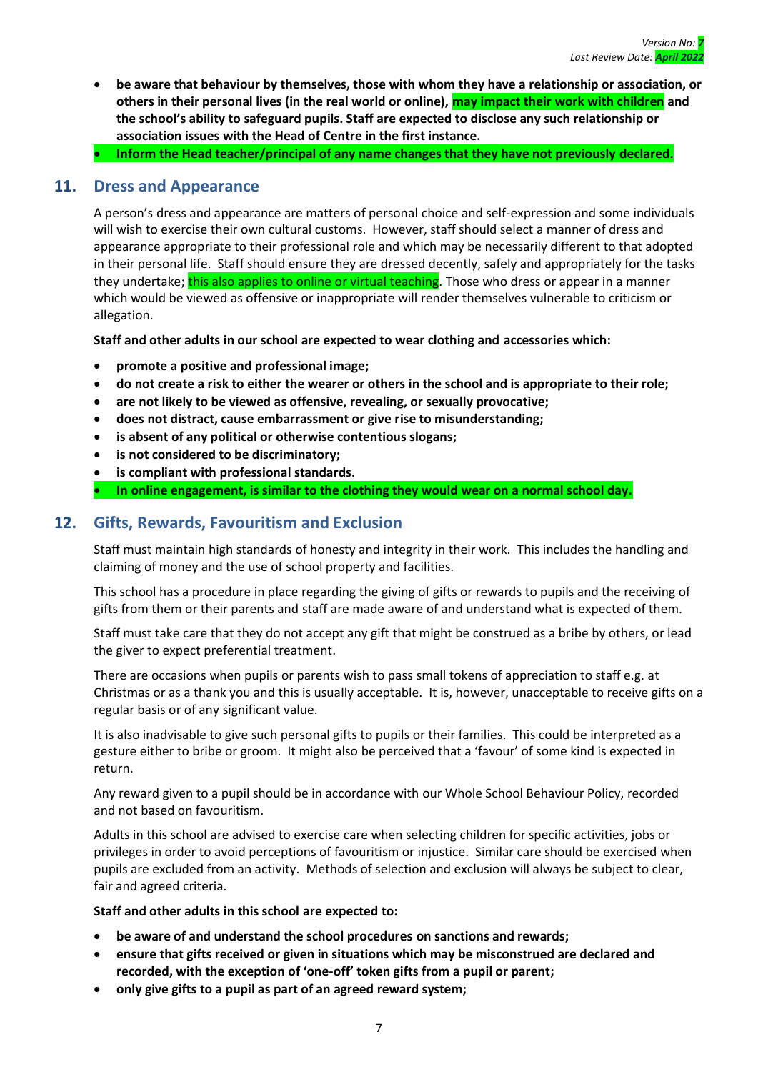- **be aware that behaviour by themselves, those with whom they have a relationship or association, or others in their personal lives (in the real world or online), may impact their work with children and the school's ability to safeguard pupils. Staff are expected to disclose any such relationship or association issues with the Head of Centre in the first instance.**
- **Inform the Head teacher/principal of any name changes that they have not previously declared.**

## 11. Dress and Appearance

A person's dress and appearance are matters of personal choice and self-expression and some individuals will wish to exercise their own cultural customs. However, staff should select a manner of dress and appearance appropriate to their professional role and which may be necessarily different to that adopted in their personal life. Staff should ensure they are dressed decently, safely and appropriately for the tasks they undertake; this also applies to online or virtual teaching. Those who dress or appear in a manner which would be viewed as offensive or inappropriate will render themselves vulnerable to criticism or allegation.

**Staff and other adults in our school are expected to wear clothing and accessories which:**

- **promote a positive and professional image;**
- **do not create a risk to either the wearer or others in the school and is appropriate to their role;**
- **are not likely to be viewed as offensive, revealing, or sexually provocative;**
- **does not distract, cause embarrassment or give rise to misunderstanding;**
- **is absent of any political or otherwise contentious slogans;**
- **is not considered to be discriminatory;**
- **is compliant with professional standards.**
- **In online engagement, is similar to the clothing they would wear on a normal school day.**

## 12. Gifts, Rewards, Favouritism and Exclusion

Staff must maintain high standards of honesty and integrity in their work. This includes the handling and claiming of money and the use of school property and facilities.

This school has a procedure in place regarding the giving of gifts or rewards to pupils and the receiving of gifts from them or their parents and staff are made aware of and understand what is expected of them.

Staff must take care that they do not accept any gift that might be construed as a bribe by others, or lead the giver to expect preferential treatment.

There are occasions when pupils or parents wish to pass small tokens of appreciation to staff e.g. at Christmas or as a thank you and this is usually acceptable. It is, however, unacceptable to receive gifts on a regular basis or of any significant value.

It is also inadvisable to give such personal gifts to pupils or their families. This could be interpreted as a gesture either to bribe or groom. It might also be perceived that a 'favour' of some kind is expected in return.

Any reward given to a pupil should be in accordance with our Whole School Behaviour Policy, recorded and not based on favouritism.

Adults in this school are advised to exercise care when selecting children for specific activities, jobs or privileges in order to avoid perceptions of favouritism or injustice. Similar care should be exercised when pupils are excluded from an activity. Methods of selection and exclusion will always be subject to clear, fair and agreed criteria.

**Staff and other adults in this school are expected to:**

- **be aware of and understand the school procedures on sanctions and rewards;**
- **ensure that gifts received or given in situations which may be misconstrued are declared and recorded, with the exception of 'one-off' token gifts from a pupil or parent;**
- **only give gifts to a pupil as part of an agreed reward system;**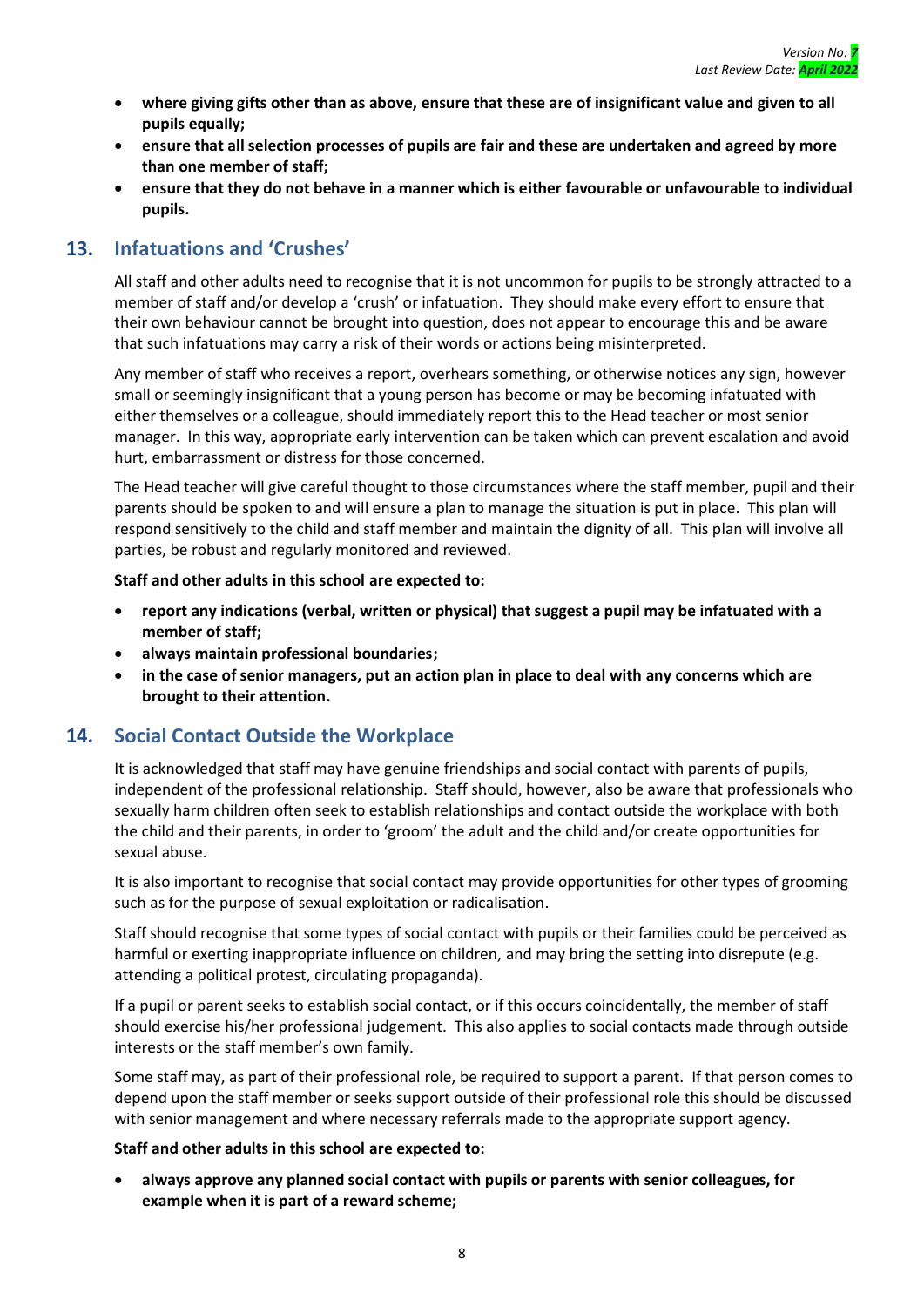- **where giving gifts other than as above, ensure that these are of insignificant value and given to all pupils equally;**
- **ensure that all selection processes of pupils are fair and these are undertaken and agreed by more than one member of staff;**
- **ensure that they do not behave in a manner which is either favourable or unfavourable to individual pupils.**

## 13. Infatuations and 'Crushes'

All staff and other adults need to recognise that it is not uncommon for pupils to be strongly attracted to a member of staff and/or develop a 'crush' or infatuation. They should make every effort to ensure that their own behaviour cannot be brought into question, does not appear to encourage this and be aware that such infatuations may carry a risk of their words or actions being misinterpreted.

Any member of staff who receives a report, overhears something, or otherwise notices any sign, however small or seemingly insignificant that a young person has become or may be becoming infatuated with either themselves or a colleague, should immediately report this to the Head teacher or most senior manager. In this way, appropriate early intervention can be taken which can prevent escalation and avoid hurt, embarrassment or distress for those concerned.

The Head teacher will give careful thought to those circumstances where the staff member, pupil and their parents should be spoken to and will ensure a plan to manage the situation is put in place. This plan will respond sensitively to the child and staff member and maintain the dignity of all. This plan will involve all parties, be robust and regularly monitored and reviewed.

**Staff and other adults in this school are expected to:**

- **report any indications (verbal, written or physical) that suggest a pupil may be infatuated with a member of staff;**
- **always maintain professional boundaries;**
- **in the case of senior managers, put an action plan in place to deal with any concerns which are brought to their attention.**

## 14. Social Contact Outside the Workplace

It is acknowledged that staff may have genuine friendships and social contact with parents of pupils, independent of the professional relationship. Staff should, however, also be aware that professionals who sexually harm children often seek to establish relationships and contact outside the workplace with both the child and their parents, in order to 'groom' the adult and the child and/or create opportunities for sexual abuse.

It is also important to recognise that social contact may provide opportunities for other types of grooming such as for the purpose of sexual exploitation or radicalisation.

Staff should recognise that some types of social contact with pupils or their families could be perceived as harmful or exerting inappropriate influence on children, and may bring the setting into disrepute (e.g. attending a political protest, circulating propaganda).

If a pupil or parent seeks to establish social contact, or if this occurs coincidentally, the member of staff should exercise his/her professional judgement. This also applies to social contacts made through outside interests or the staff member's own family.

Some staff may, as part of their professional role, be required to support a parent. If that person comes to depend upon the staff member or seeks support outside of their professional role this should be discussed with senior management and where necessary referrals made to the appropriate support agency.

**Staff and other adults in this school are expected to:**

- **always approve any planned social contact with pupils or parents with senior colleagues, for example when it is part of a reward scheme;**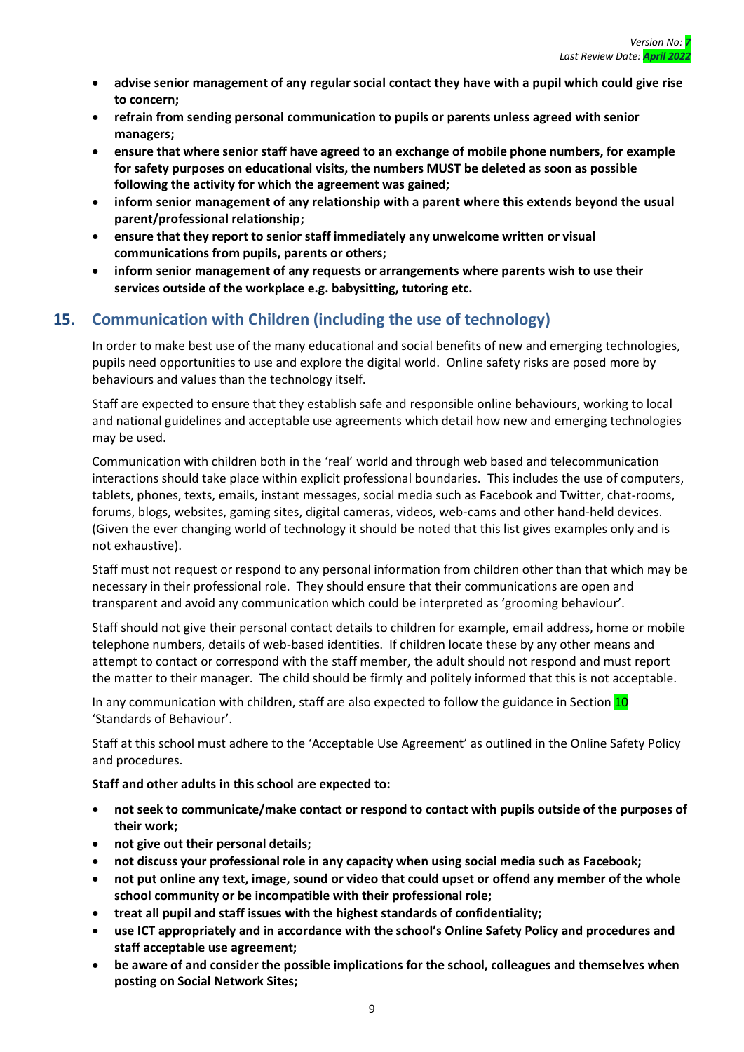- **advise senior management of any regular social contact they have with a pupil which could give rise to concern;**
- **refrain from sending personal communication to pupils or parents unless agreed with senior managers;**
- **ensure that where senior staff have agreed to an exchange of mobile phone numbers, for example for safety purposes on educational visits, the numbers MUST be deleted as soon as possible following the activity for which the agreement was gained;**
- **inform senior management of any relationship with a parent where this extends beyond the usual parent/professional relationship;**
- **ensure that they report to senior staff immediately any unwelcome written or visual communications from pupils, parents or others;**
- **inform senior management of any requests or arrangements where parents wish to use their services outside of the workplace e.g. babysitting, tutoring etc.**

## 15. Communication with Children (including the use of technology)

In order to make best use of the many educational and social benefits of new and emerging technologies, pupils need opportunities to use and explore the digital world. Online safety risks are posed more by behaviours and values than the technology itself.

Staff are expected to ensure that they establish safe and responsible online behaviours, working to local and national guidelines and acceptable use agreements which detail how new and emerging technologies may be used.

Communication with children both in the 'real' world and through web based and telecommunication interactions should take place within explicit professional boundaries. This includes the use of computers, tablets, phones, texts, emails, instant messages, social media such as Facebook and Twitter, chat-rooms, forums, blogs, websites, gaming sites, digital cameras, videos, web-cams and other hand-held devices. (Given the ever changing world of technology it should be noted that this list gives examples only and is not exhaustive).

Staff must not request or respond to any personal information from children other than that which may be necessary in their professional role. They should ensure that their communications are open and transparent and avoid any communication which could be interpreted as 'grooming behaviour'.

Staff should not give their personal contact details to children for example, email address, home or mobile telephone numbers, details of web-based identities. If children locate these by any other means and attempt to contact or correspond with the staff member, the adult should not respond and must report the matter to their manager. The child should be firmly and politely informed that this is not acceptable.

In any communication with children, staff are also expected to follow the guidance in Section 10 'Standards of Behaviour'.

Staff at this school must adhere to the 'Acceptable Use Agreement' as outlined in the Online Safety Policy and procedures.

**Staff and other adults in this school are expected to:**

- **not seek to communicate/make contact or respond to contact with pupils outside of the purposes of their work;**
- **not give out their personal details;**
- **not discuss your professional role in any capacity when using social media such as Facebook;**
- **not put online any text, image, sound or video that could upset or offend any member of the whole school community or be incompatible with their professional role;**
- **treat all pupil and staff issues with the highest standards of confidentiality;**
- **use ICT appropriately and in accordance with the school's Online Safety Policy and procedures and staff acceptable use agreement;**
- **be aware of and consider the possible implications for the school, colleagues and themselves when posting on Social Network Sites;**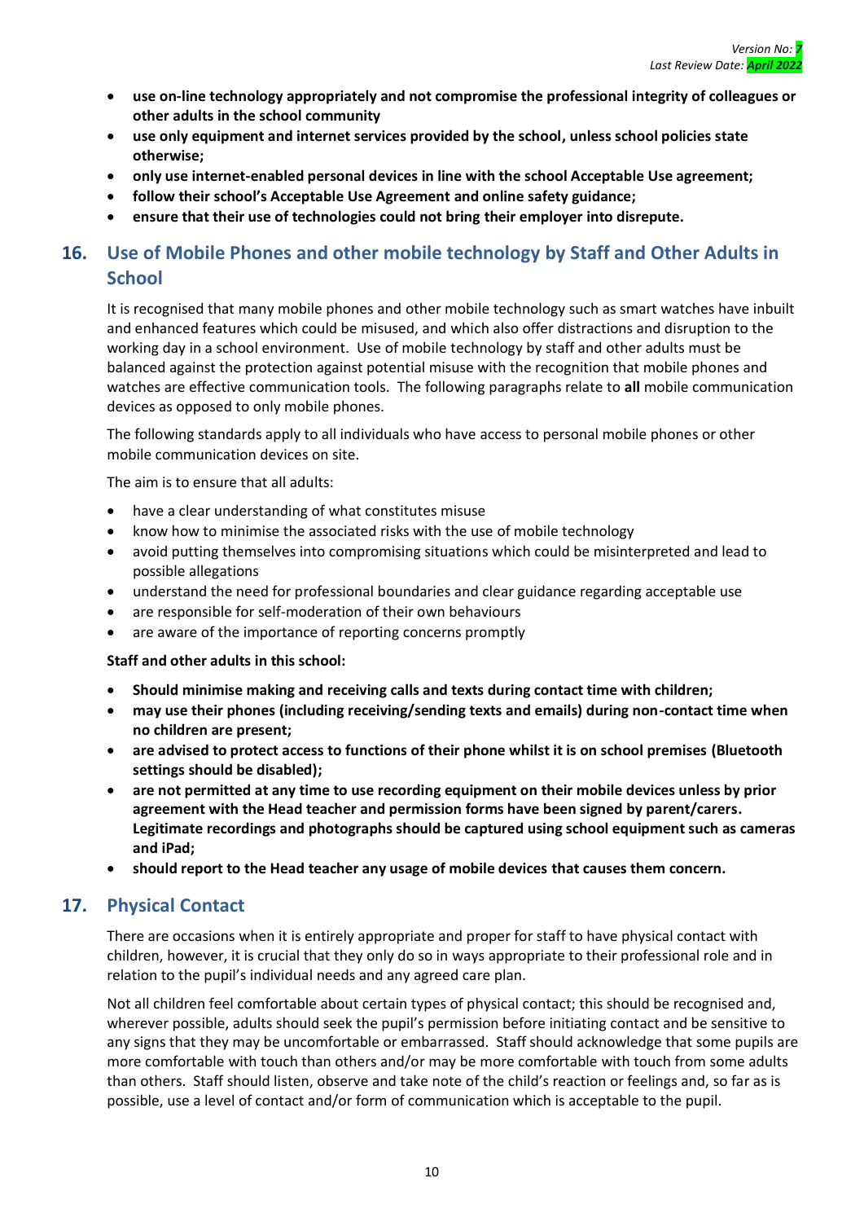- **use on-line technology appropriately and not compromise the professional integrity of colleagues or other adults in the school community**
- **use only equipment and internet services provided by the school, unless school policies state otherwise;**
- **only use internet-enabled personal devices in line with the school Acceptable Use agreement;**
- **follow their school's Acceptable Use Agreement and online safety guidance;**
- **ensure that their use of technologies could not bring their employer into disrepute.**

## 16. Use of Mobile Phones and other mobile technology by Staff and Other Adults in School

It is recognised that many mobile phones and other mobile technology such as smart watches have inbuilt and enhanced features which could be misused, and which also offer distractions and disruption to the working day in a school environment. Use of mobile technology by staff and other adults must be balanced against the protection against potential misuse with the recognition that mobile phones and watches are effective communication tools. The following paragraphs relate to **all** mobile communication devices as opposed to only mobile phones.

The following standards apply to all individuals who have access to personal mobile phones or other mobile communication devices on site.

The aim is to ensure that all adults:

- have a clear understanding of what constitutes misuse
- know how to minimise the associated risks with the use of mobile technology
- avoid putting themselves into compromising situations which could be misinterpreted and lead to possible allegations
- understand the need for professional boundaries and clear guidance regarding acceptable use
- are responsible for self-moderation of their own behaviours
- are aware of the importance of reporting concerns promptly

**Staff and other adults in this school:**

- **Should minimise making and receiving calls and texts during contact time with children;**
- **may use their phones (including receiving/sending texts and emails) during non-contact time when no children are present;**
- **are advised to protect access to functions of their phone whilst it is on school premises (Bluetooth settings should be disabled);**
- **are not permitted at any time to use recording equipment on their mobile devices unless by prior agreement with the Head teacher and permission forms have been signed by parent/carers. Legitimate recordings and photographs should be captured using school equipment such as cameras and iPad;**
- **should report to the Head teacher any usage of mobile devices that causes them concern.**

## 17. Physical Contact

There are occasions when it is entirely appropriate and proper for staff to have physical contact with children, however, it is crucial that they only do so in ways appropriate to their professional role and in relation to the pupil's individual needs and any agreed care plan.

Not all children feel comfortable about certain types of physical contact; this should be recognised and, wherever possible, adults should seek the pupil's permission before initiating contact and be sensitive to any signs that they may be uncomfortable or embarrassed. Staff should acknowledge that some pupils are more comfortable with touch than others and/or may be more comfortable with touch from some adults than others. Staff should listen, observe and take note of the child's reaction or feelings and, so far as is possible, use a level of contact and/or form of communication which is acceptable to the pupil.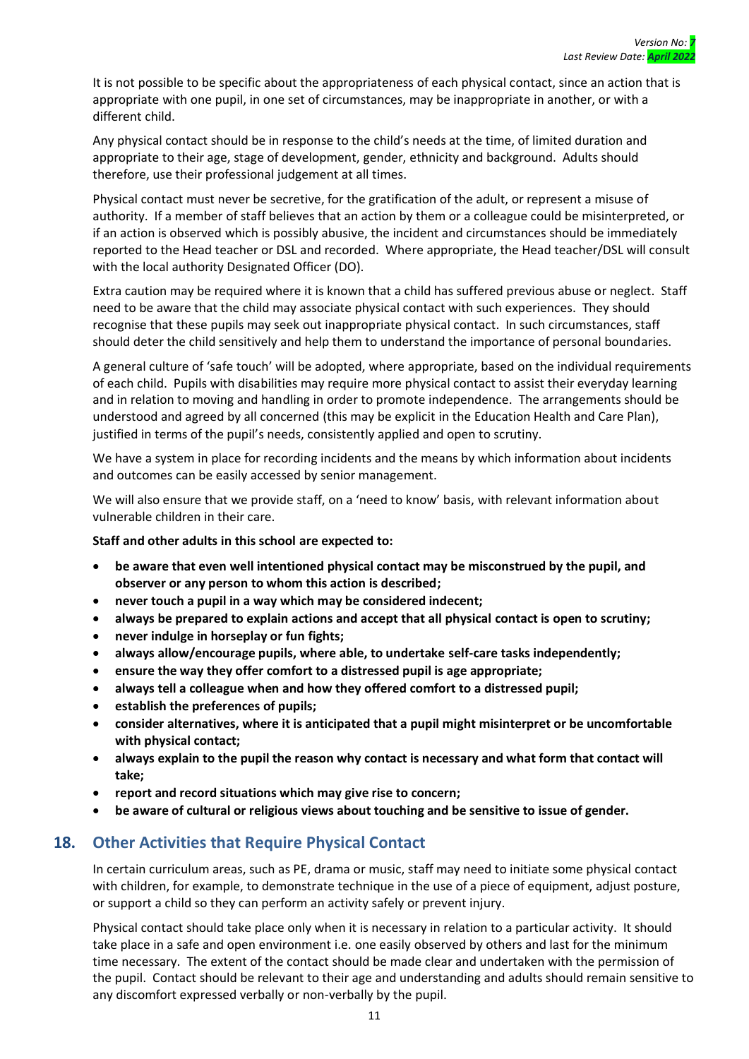It is not possible to be specific about the appropriateness of each physical contact, since an action that is appropriate with one pupil, in one set of circumstances, may be inappropriate in another, or with a different child.

Any physical contact should be in response to the child's needs at the time, of limited duration and appropriate to their age, stage of development, gender, ethnicity and background. Adults should therefore, use their professional judgement at all times.

Physical contact must never be secretive, for the gratification of the adult, or represent a misuse of authority. If a member of staff believes that an action by them or a colleague could be misinterpreted, or if an action is observed which is possibly abusive, the incident and circumstances should be immediately reported to the Head teacher or DSL and recorded. Where appropriate, the Head teacher/DSL will consult with the local authority Designated Officer (DO).

Extra caution may be required where it is known that a child has suffered previous abuse or neglect. Staff need to be aware that the child may associate physical contact with such experiences. They should recognise that these pupils may seek out inappropriate physical contact. In such circumstances, staff should deter the child sensitively and help them to understand the importance of personal boundaries.

A general culture of 'safe touch' will be adopted, where appropriate, based on the individual requirements of each child. Pupils with disabilities may require more physical contact to assist their everyday learning and in relation to moving and handling in order to promote independence. The arrangements should be understood and agreed by all concerned (this may be explicit in the Education Health and Care Plan), justified in terms of the pupil's needs, consistently applied and open to scrutiny.

We have a system in place for recording incidents and the means by which information about incidents and outcomes can be easily accessed by senior management.

We will also ensure that we provide staff, on a 'need to know' basis, with relevant information about vulnerable children in their care.

**Staff and other adults in this school are expected to:**

- **be aware that even well intentioned physical contact may be misconstrued by the pupil, and observer or any person to whom this action is described;**
- **never touch a pupil in a way which may be considered indecent;**
- **always be prepared to explain actions and accept that all physical contact is open to scrutiny;**
- **never indulge in horseplay or fun fights;**
- **always allow/encourage pupils, where able, to undertake self-care tasks independently;**
- **ensure the way they offer comfort to a distressed pupil is age appropriate;**
- **always tell a colleague when and how they offered comfort to a distressed pupil;**
- **establish the preferences of pupils;**
- **consider alternatives, where it is anticipated that a pupil might misinterpret or be uncomfortable with physical contact;**
- **always explain to the pupil the reason why contact is necessary and what form that contact will take;**
- **report and record situations which may give rise to concern;**
- **be aware of cultural or religious views about touching and be sensitive to issue of gender.**

## 18. Other Activities that Require Physical Contact

In certain curriculum areas, such as PE, drama or music, staff may need to initiate some physical contact with children, for example, to demonstrate technique in the use of a piece of equipment, adjust posture, or support a child so they can perform an activity safely or prevent injury.

Physical contact should take place only when it is necessary in relation to a particular activity. It should take place in a safe and open environment i.e. one easily observed by others and last for the minimum time necessary. The extent of the contact should be made clear and undertaken with the permission of the pupil. Contact should be relevant to their age and understanding and adults should remain sensitive to any discomfort expressed verbally or non-verbally by the pupil.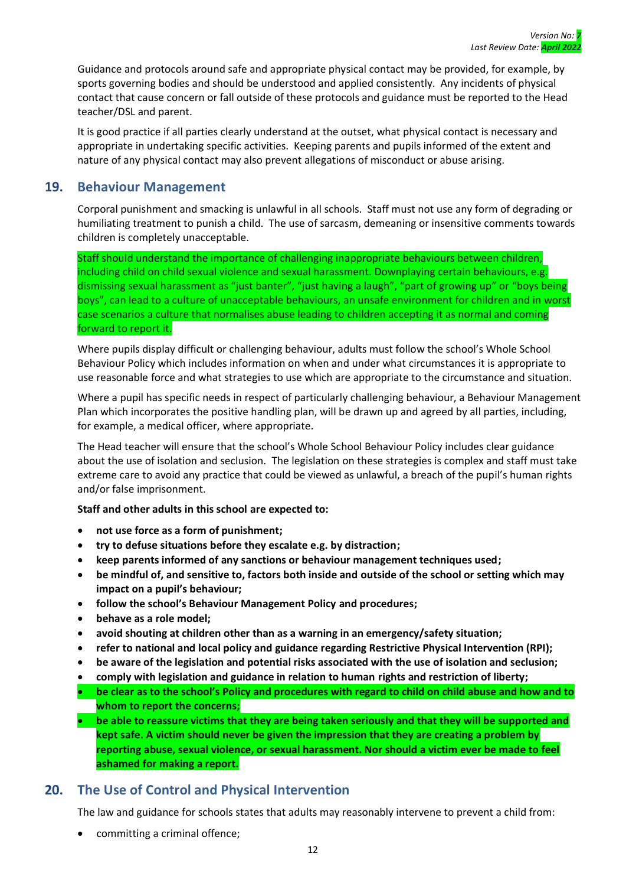Guidance and protocols around safe and appropriate physical contact may be provided, for example, by sports governing bodies and should be understood and applied consistently. Any incidents of physical contact that cause concern or fall outside of these protocols and guidance must be reported to the Head teacher/DSL and parent.

It is good practice if all parties clearly understand at the outset, what physical contact is necessary and appropriate in undertaking specific activities. Keeping parents and pupils informed of the extent and nature of any physical contact may also prevent allegations of misconduct or abuse arising.

## 19. Behaviour Management

Corporal punishment and smacking is unlawful in all schools. Staff must not use any form of degrading or humiliating treatment to punish a child. The use of sarcasm, demeaning or insensitive comments towards children is completely unacceptable.

Staff should understand the importance of challenging inappropriate behaviours between children, including child on child sexual violence and sexual harassment. Downplaying certain behaviours, e.g. dismissing sexual harassment as "just banter", "just having a laugh", "part of growing up" or "boys being boys", can lead to a culture of unacceptable behaviours, an unsafe environment for children and in worst case scenarios a culture that normalises abuse leading to children accepting it as normal and coming forward to report it.

Where pupils display difficult or challenging behaviour, adults must follow the school's Whole School Behaviour Policy which includes information on when and under what circumstances it is appropriate to use reasonable force and what strategies to use which are appropriate to the circumstance and situation.

Where a pupil has specific needs in respect of particularly challenging behaviour, a Behaviour Management Plan which incorporates the positive handling plan, will be drawn up and agreed by all parties, including, for example, a medical officer, where appropriate.

The Head teacher will ensure that the school's Whole School Behaviour Policy includes clear guidance about the use of isolation and seclusion. The legislation on these strategies is complex and staff must take extreme care to avoid any practice that could be viewed as unlawful, a breach of the pupil's human rights and/or false imprisonment.

**Staff and other adults in this school are expected to:**

- **not use force as a form of punishment;**
- **try to defuse situations before they escalate e.g. by distraction;**
- **keep parents informed of any sanctions or behaviour management techniques used;**
- **be mindful of, and sensitive to, factors both inside and outside of the school or setting which may impact on a pupil's behaviour;**
- **follow the school's Behaviour Management Policy and procedures;**
- **behave as a role model;**
- **avoid shouting at children other than as a warning in an emergency/safety situation;**
- **refer to national and local policy and guidance regarding Restrictive Physical Intervention (RPI);**
- **be aware of the legislation and potential risks associated with the use of isolation and seclusion;**
- **comply with legislation and guidance in relation to human rights and restriction of liberty;**
- **be clear as to the school's Policy and procedures with regard to child on child abuse and how and to whom to report the concerns;**
- **be able to reassure victims that they are being taken seriously and that they will be supported and kept safe. A victim should never be given the impression that they are creating a problem by reporting abuse, sexual violence, or sexual harassment. Nor should a victim ever be made to feel ashamed for making a report.**

## 20. The Use of Control and Physical Intervention

The law and guidance for schools states that adults may reasonably intervene to prevent a child from:

- committing a criminal offence;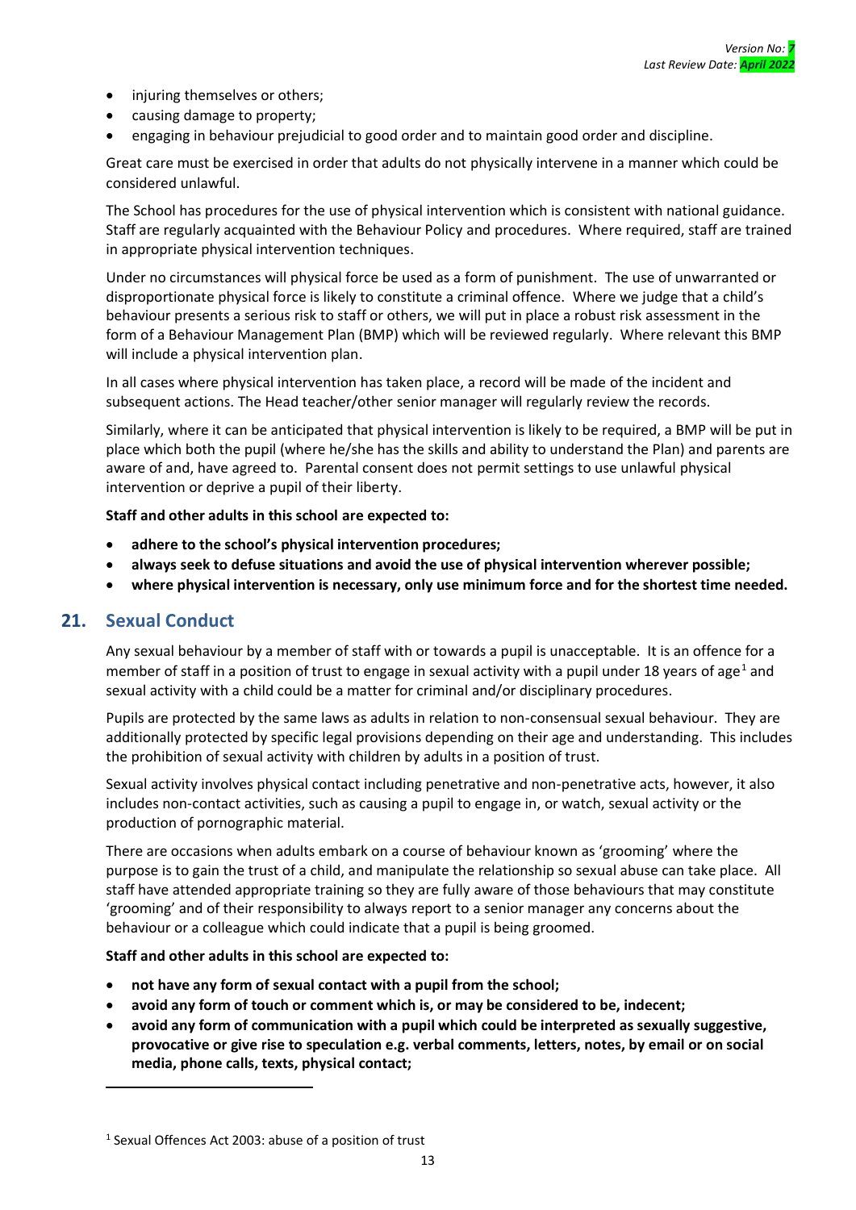- injuring themselves or others;
- causing damage to property;
- engaging in behaviour prejudicial to good order and to maintain good order and discipline.

Great care must be exercised in order that adults do not physically intervene in a manner which could be considered unlawful.

The School has procedures for the use of physical intervention which is consistent with national guidance. Staff are regularly acquainted with the Behaviour Policy and procedures. Where required, staff are trained in appropriate physical intervention techniques.

Under no circumstances will physical force be used as a form of punishment. The use of unwarranted or disproportionate physical force is likely to constitute a criminal offence. Where we judge that a child's behaviour presents a serious risk to staff or others, we will put in place a robust risk assessment in the form of a Behaviour Management Plan (BMP) which will be reviewed regularly. Where relevant this BMP will include a physical intervention plan.

In all cases where physical intervention has taken place, a record will be made of the incident and subsequent actions. The Head teacher/other senior manager will regularly review the records.

Similarly, where it can be anticipated that physical intervention is likely to be required, a BMP will be put in place which both the pupil (where he/she has the skills and ability to understand the Plan) and parents are aware of and, have agreed to. Parental consent does not permit settings to use unlawful physical intervention or deprive a pupil of their liberty.

**Staff and other adults in this school are expected to:**

- **adhere to the school's physical intervention procedures;**
- **always seek to defuse situations and avoid the use of physical intervention wherever possible;**
- **where physical intervention is necessary, only use minimum force and for the shortest time needed.**

## 21. Sexual Conduct

Any sexual behaviour by a member of staff with or towards a pupil is unacceptable. It is an offence for a member of staff in a position of trust to engage in sexual activity with a pupil under 18 years of age[1] and sexual activity with a child could be a matter for criminal and/or disciplinary procedures.

Pupils are protected by the same laws as adults in relation to non-consensual sexual behaviour. They are additionally protected by specific legal provisions depending on their age and understanding. This includes the prohibition of sexual activity with children by adults in a position of trust.

Sexual activity involves physical contact including penetrative and non-penetrative acts, however, it also includes non-contact activities, such as causing a pupil to engage in, or watch, sexual activity or the production of pornographic material.

There are occasions when adults embark on a course of behaviour known as 'grooming' where the purpose is to gain the trust of a child, and manipulate the relationship so sexual abuse can take place. All staff have attended appropriate training so they are fully aware of those behaviours that may constitute 'grooming' and of their responsibility to always report to a senior manager any concerns about the behaviour or a colleague which could indicate that a pupil is being groomed.

**Staff and other adults in this school are expected to:**

- **not have any form of sexual contact with a pupil from the school;**
- **avoid any form of touch or comment which is, or may be considered to be, indecent;**
- **avoid any form of communication with a pupil which could be interpreted as sexually suggestive, provocative or give rise to speculation e.g. verbal comments, letters, notes, by email or on social media, phone calls, texts, physical contact;**

---

[1] Sexual Offences Act 2003: abuse of a position of trust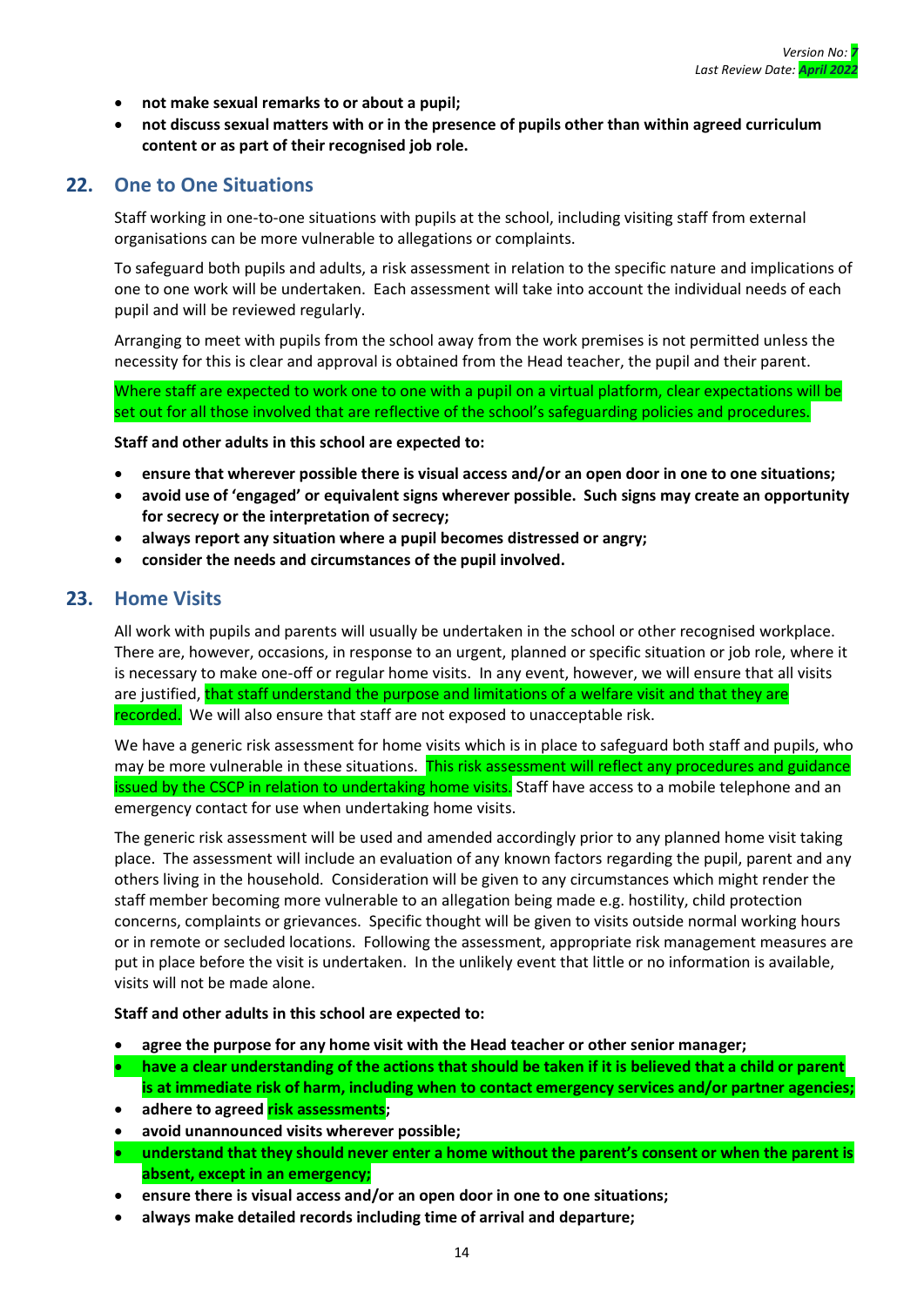- **not make sexual remarks to or about a pupil;**
- **not discuss sexual matters with or in the presence of pupils other than within agreed curriculum content or as part of their recognised job role.**

## 22. One to One Situations

Staff working in one-to-one situations with pupils at the school, including visiting staff from external organisations can be more vulnerable to allegations or complaints.

To safeguard both pupils and adults, a risk assessment in relation to the specific nature and implications of one to one work will be undertaken. Each assessment will take into account the individual needs of each pupil and will be reviewed regularly.

Arranging to meet with pupils from the school away from the work premises is not permitted unless the necessity for this is clear and approval is obtained from the Head teacher, the pupil and their parent.

Where staff are expected to work one to one with a pupil on a virtual platform, clear expectations will be set out for all those involved that are reflective of the school's safeguarding policies and procedures.

**Staff and other adults in this school are expected to:**

- **ensure that wherever possible there is visual access and/or an open door in one to one situations;**
- **avoid use of 'engaged' or equivalent signs wherever possible. Such signs may create an opportunity for secrecy or the interpretation of secrecy;**
- **always report any situation where a pupil becomes distressed or angry;**
- **consider the needs and circumstances of the pupil involved.**

## 23. Home Visits

All work with pupils and parents will usually be undertaken in the school or other recognised workplace. There are, however, occasions, in response to an urgent, planned or specific situation or job role, where it is necessary to make one-off or regular home visits. In any event, however, we will ensure that all visits are justified, that staff understand the purpose and limitations of a welfare visit and that they are recorded. We will also ensure that staff are not exposed to unacceptable risk.

We have a generic risk assessment for home visits which is in place to safeguard both staff and pupils, who may be more vulnerable in these situations. This risk assessment will reflect any procedures and guidance issued by the CSCP in relation to undertaking home visits. Staff have access to a mobile telephone and an emergency contact for use when undertaking home visits.

The generic risk assessment will be used and amended accordingly prior to any planned home visit taking place. The assessment will include an evaluation of any known factors regarding the pupil, parent and any others living in the household. Consideration will be given to any circumstances which might render the staff member becoming more vulnerable to an allegation being made e.g. hostility, child protection concerns, complaints or grievances. Specific thought will be given to visits outside normal working hours or in remote or secluded locations. Following the assessment, appropriate risk management measures are put in place before the visit is undertaken. In the unlikely event that little or no information is available, visits will not be made alone.

**Staff and other adults in this school are expected to:**

- **agree the purpose for any home visit with the Head teacher or other senior manager;**
- **have a clear understanding of the actions that should be taken if it is believed that a child or parent is at immediate risk of harm, including when to contact emergency services and/or partner agencies;**
- **adhere to agreed risk assessments;**
- **avoid unannounced visits wherever possible;**
- **understand that they should never enter a home without the parent's consent or when the parent is absent, except in an emergency;**
- **ensure there is visual access and/or an open door in one to one situations;**
- **always make detailed records including time of arrival and departure;**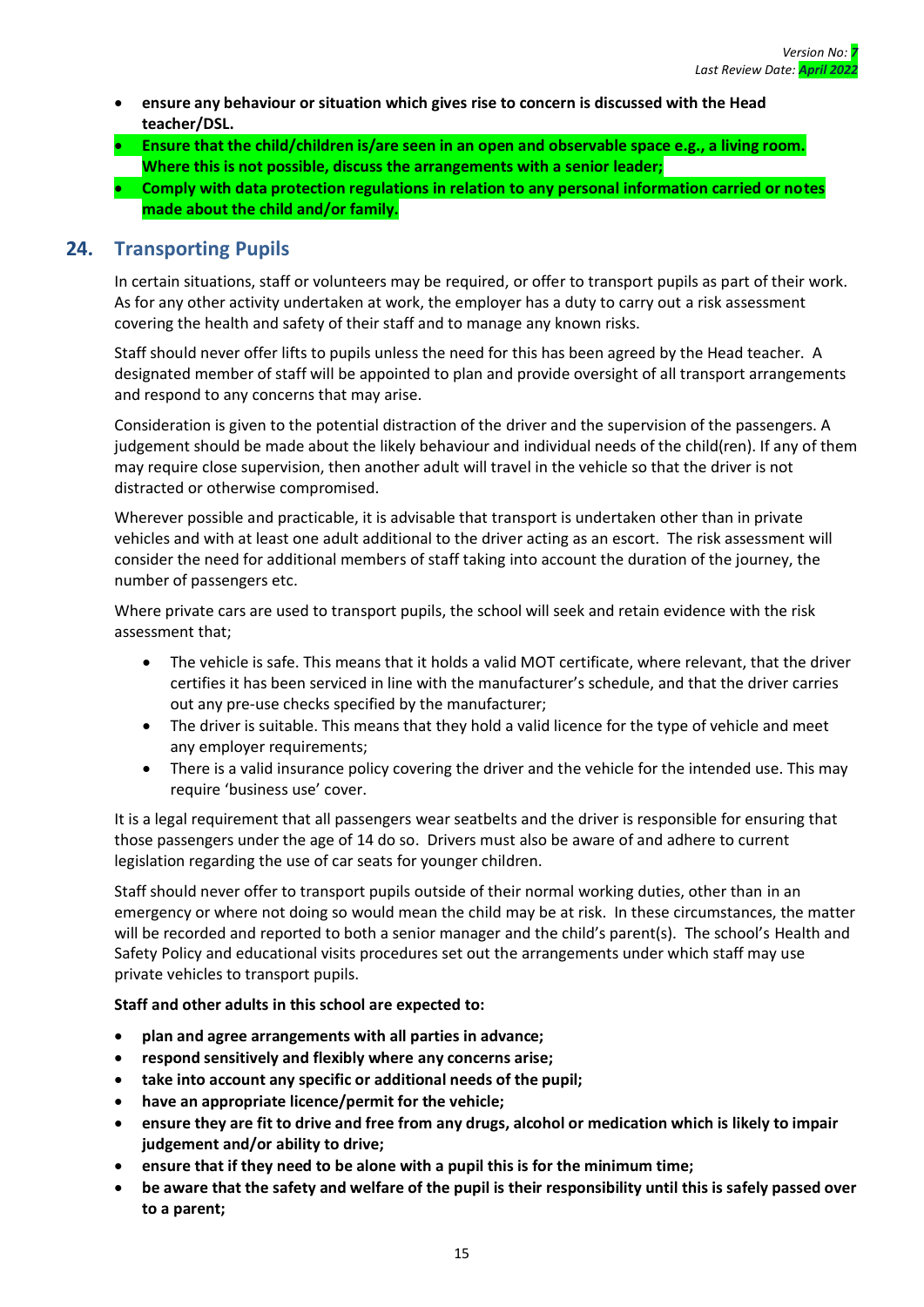- **ensure any behaviour or situation which gives rise to concern is discussed with the Head teacher/DSL.**
- **Ensure that the child/children is/are seen in an open and observable space e.g., a living room. Where this is not possible, discuss the arrangements with a senior leader;**
- **Comply with data protection regulations in relation to any personal information carried or notes made about the child and/or family.**

## 24. Transporting Pupils

In certain situations, staff or volunteers may be required, or offer to transport pupils as part of their work. As for any other activity undertaken at work, the employer has a duty to carry out a risk assessment covering the health and safety of their staff and to manage any known risks.

Staff should never offer lifts to pupils unless the need for this has been agreed by the Head teacher. A designated member of staff will be appointed to plan and provide oversight of all transport arrangements and respond to any concerns that may arise.

Consideration is given to the potential distraction of the driver and the supervision of the passengers. A judgement should be made about the likely behaviour and individual needs of the child(ren). If any of them may require close supervision, then another adult will travel in the vehicle so that the driver is not distracted or otherwise compromised.

Wherever possible and practicable, it is advisable that transport is undertaken other than in private vehicles and with at least one adult additional to the driver acting as an escort. The risk assessment will consider the need for additional members of staff taking into account the duration of the journey, the number of passengers etc.

Where private cars are used to transport pupils, the school will seek and retain evidence with the risk assessment that;

- The vehicle is safe. This means that it holds a valid MOT certificate, where relevant, that the driver certifies it has been serviced in line with the manufacturer's schedule, and that the driver carries out any pre-use checks specified by the manufacturer;
- The driver is suitable. This means that they hold a valid licence for the type of vehicle and meet any employer requirements;
- There is a valid insurance policy covering the driver and the vehicle for the intended use. This may require 'business use' cover.

It is a legal requirement that all passengers wear seatbelts and the driver is responsible for ensuring that those passengers under the age of 14 do so. Drivers must also be aware of and adhere to current legislation regarding the use of car seats for younger children.

Staff should never offer to transport pupils outside of their normal working duties, other than in an emergency or where not doing so would mean the child may be at risk. In these circumstances, the matter will be recorded and reported to both a senior manager and the child's parent(s). The school's Health and Safety Policy and educational visits procedures set out the arrangements under which staff may use private vehicles to transport pupils.

**Staff and other adults in this school are expected to:**

- **plan and agree arrangements with all parties in advance;**
- **respond sensitively and flexibly where any concerns arise;**
- **take into account any specific or additional needs of the pupil;**
- **have an appropriate licence/permit for the vehicle;**
- **ensure they are fit to drive and free from any drugs, alcohol or medication which is likely to impair judgement and/or ability to drive;**
- **ensure that if they need to be alone with a pupil this is for the minimum time;**
- **be aware that the safety and welfare of the pupil is their responsibility until this is safely passed over to a parent;**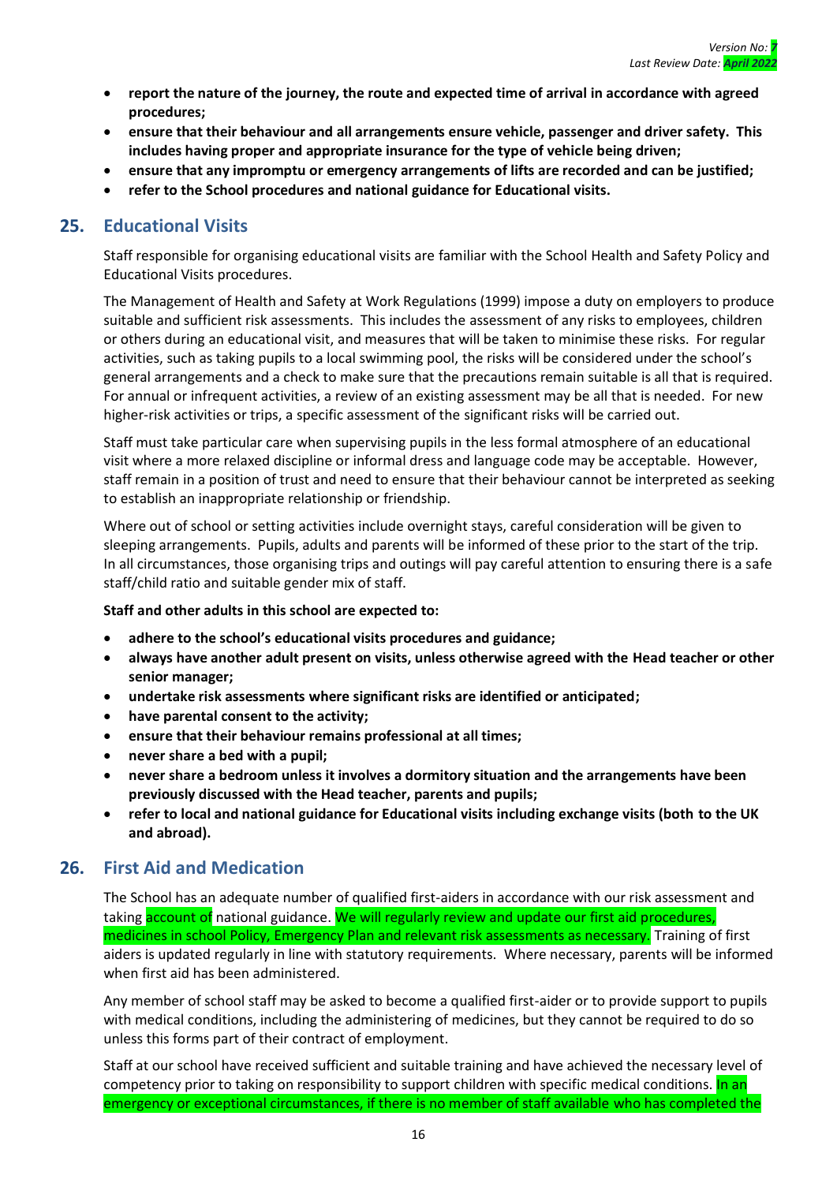- **report the nature of the journey, the route and expected time of arrival in accordance with agreed procedures;**
- **ensure that their behaviour and all arrangements ensure vehicle, passenger and driver safety. This includes having proper and appropriate insurance for the type of vehicle being driven;**
- **ensure that any impromptu or emergency arrangements of lifts are recorded and can be justified;**
- **refer to the School procedures and national guidance for Educational visits.**

## 25. Educational Visits

Staff responsible for organising educational visits are familiar with the School Health and Safety Policy and Educational Visits procedures.

The Management of Health and Safety at Work Regulations (1999) impose a duty on employers to produce suitable and sufficient risk assessments. This includes the assessment of any risks to employees, children or others during an educational visit, and measures that will be taken to minimise these risks. For regular activities, such as taking pupils to a local swimming pool, the risks will be considered under the school's general arrangements and a check to make sure that the precautions remain suitable is all that is required. For annual or infrequent activities, a review of an existing assessment may be all that is needed. For new higher-risk activities or trips, a specific assessment of the significant risks will be carried out.

Staff must take particular care when supervising pupils in the less formal atmosphere of an educational visit where a more relaxed discipline or informal dress and language code may be acceptable. However, staff remain in a position of trust and need to ensure that their behaviour cannot be interpreted as seeking to establish an inappropriate relationship or friendship.

Where out of school or setting activities include overnight stays, careful consideration will be given to sleeping arrangements. Pupils, adults and parents will be informed of these prior to the start of the trip. In all circumstances, those organising trips and outings will pay careful attention to ensuring there is a safe staff/child ratio and suitable gender mix of staff.

**Staff and other adults in this school are expected to:**

- **adhere to the school's educational visits procedures and guidance;**
- **always have another adult present on visits, unless otherwise agreed with the Head teacher or other senior manager;**
- **undertake risk assessments where significant risks are identified or anticipated;**
- **have parental consent to the activity;**
- **ensure that their behaviour remains professional at all times;**
- **never share a bed with a pupil;**
- **never share a bedroom unless it involves a dormitory situation and the arrangements have been previously discussed with the Head teacher, parents and pupils;**
- **refer to local and national guidance for Educational visits including exchange visits (both to the UK and abroad).**

## 26. First Aid and Medication

The School has an adequate number of qualified first-aiders in accordance with our risk assessment and taking account of national guidance. We will regularly review and update our first aid procedures, medicines in school Policy, Emergency Plan and relevant risk assessments as necessary. Training of first aiders is updated regularly in line with statutory requirements. Where necessary, parents will be informed when first aid has been administered.

Any member of school staff may be asked to become a qualified first-aider or to provide support to pupils with medical conditions, including the administering of medicines, but they cannot be required to do so unless this forms part of their contract of employment.

Staff at our school have received sufficient and suitable training and have achieved the necessary level of competency prior to taking on responsibility to support children with specific medical conditions. In an emergency or exceptional circumstances, if there is no member of staff available who has completed the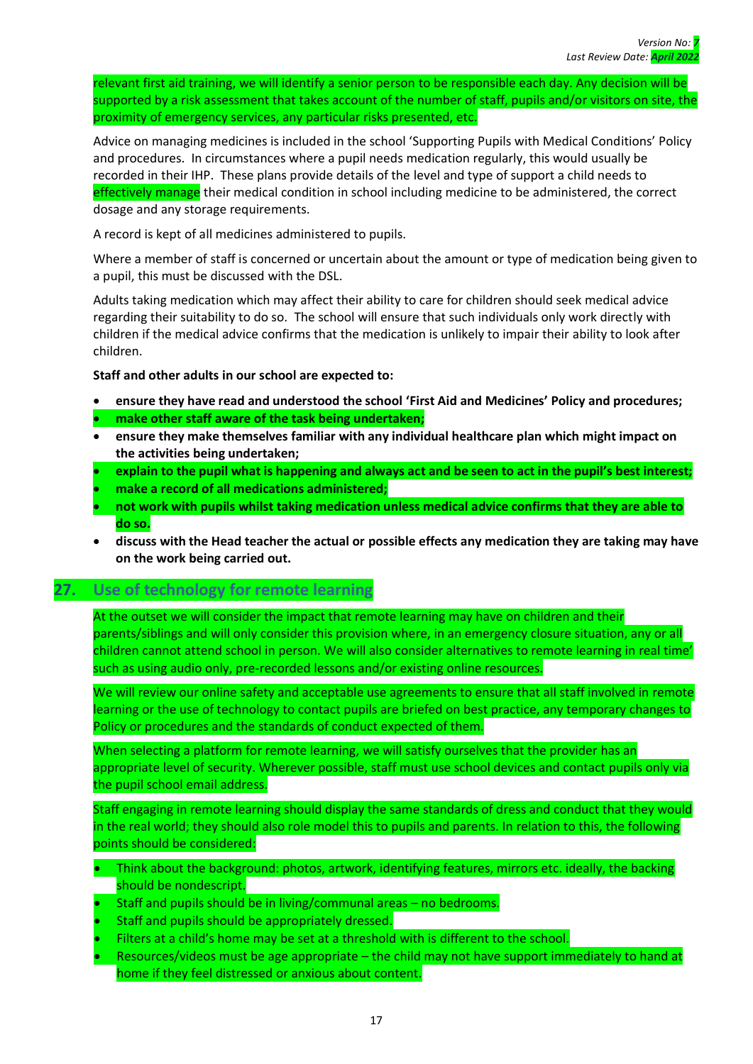relevant first aid training, we will identify a senior person to be responsible each day. Any decision will be supported by a risk assessment that takes account of the number of staff, pupils and/or visitors on site, the proximity of emergency services, any particular risks presented, etc.

Advice on managing medicines is included in the school 'Supporting Pupils with Medical Conditions' Policy and procedures. In circumstances where a pupil needs medication regularly, this would usually be recorded in their IHP. These plans provide details of the level and type of support a child needs to effectively manage their medical condition in school including medicine to be administered, the correct dosage and any storage requirements.

A record is kept of all medicines administered to pupils.

Where a member of staff is concerned or uncertain about the amount or type of medication being given to a pupil, this must be discussed with the DSL.

Adults taking medication which may affect their ability to care for children should seek medical advice regarding their suitability to do so. The school will ensure that such individuals only work directly with children if the medical advice confirms that the medication is unlikely to impair their ability to look after children.

**Staff and other adults in our school are expected to:**

- **ensure they have read and understood the school 'First Aid and Medicines' Policy and procedures;**
- **make other staff aware of the task being undertaken;**
- **ensure they make themselves familiar with any individual healthcare plan which might impact on the activities being undertaken;**
- **explain to the pupil what is happening and always act and be seen to act in the pupil's best interest;**
- **make a record of all medications administered;**
- **not work with pupils whilst taking medication unless medical advice confirms that they are able to do so.**
- **discuss with the Head teacher the actual or possible effects any medication they are taking may have on the work being carried out.**

## 27. Use of technology for remote learning

At the outset we will consider the impact that remote learning may have on children and their parents/siblings and will only consider this provision where, in an emergency closure situation, any or all children cannot attend school in person. We will also consider alternatives to remote learning in real time' such as using audio only, pre-recorded lessons and/or existing online resources.

We will review our online safety and acceptable use agreements to ensure that all staff involved in remote learning or the use of technology to contact pupils are briefed on best practice, any temporary changes to Policy or procedures and the standards of conduct expected of them.

When selecting a platform for remote learning, we will satisfy ourselves that the provider has an appropriate level of security. Wherever possible, staff must use school devices and contact pupils only via the pupil school email address.

Staff engaging in remote learning should display the same standards of dress and conduct that they would in the real world; they should also role model this to pupils and parents. In relation to this, the following points should be considered:

- Think about the background: photos, artwork, identifying features, mirrors etc. ideally, the backing should be nondescript.
- Staff and pupils should be in living/communal areas – no bedrooms.
- Staff and pupils should be appropriately dressed.
- Filters at a child's home may be set at a threshold with is different to the school.
- Resources/videos must be age appropriate – the child may not have support immediately to hand at home if they feel distressed or anxious about content.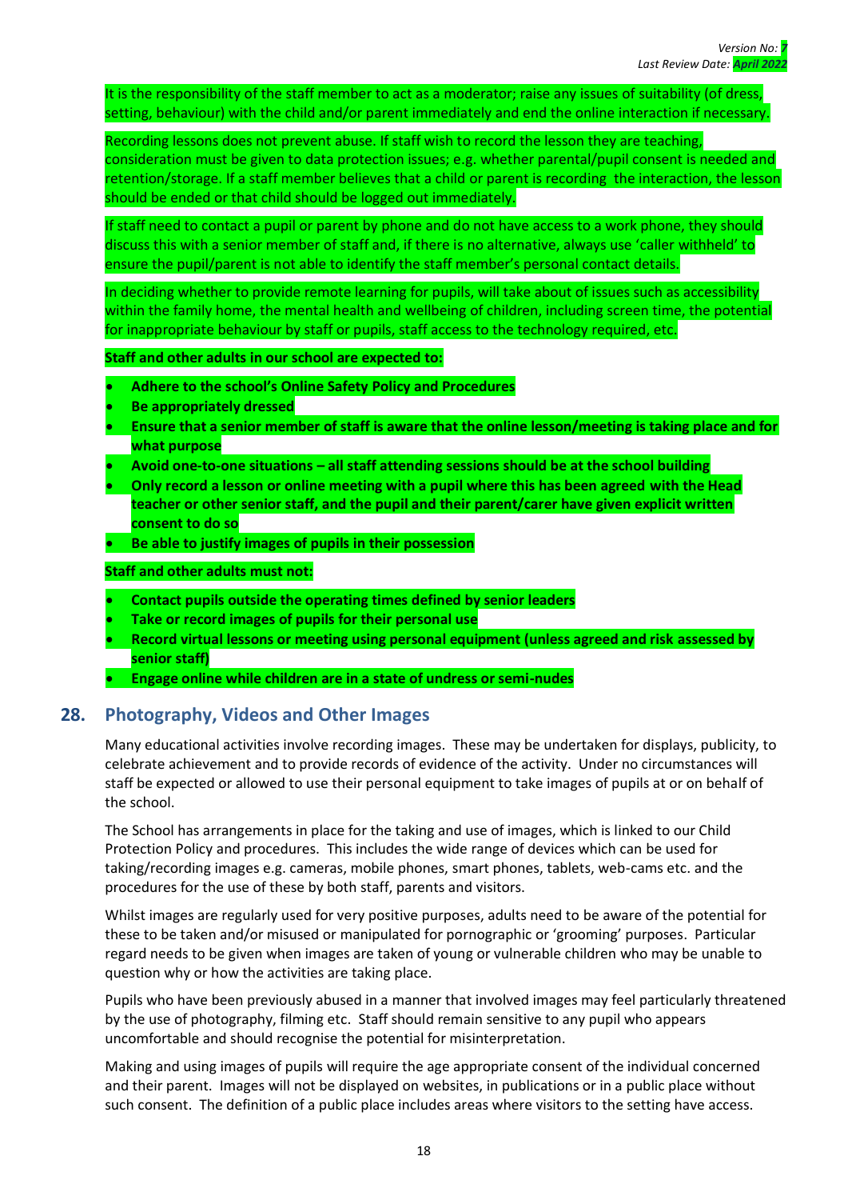It is the responsibility of the staff member to act as a moderator; raise any issues of suitability (of dress, setting, behaviour) with the child and/or parent immediately and end the online interaction if necessary.

Recording lessons does not prevent abuse. If staff wish to record the lesson they are teaching, consideration must be given to data protection issues; e.g. whether parental/pupil consent is needed and retention/storage. If a staff member believes that a child or parent is recording the interaction, the lesson should be ended or that child should be logged out immediately.

If staff need to contact a pupil or parent by phone and do not have access to a work phone, they should discuss this with a senior member of staff and, if there is no alternative, always use 'caller withheld' to ensure the pupil/parent is not able to identify the staff member's personal contact details.

In deciding whether to provide remote learning for pupils, will take about of issues such as accessibility within the family home, the mental health and wellbeing of children, including screen time, the potential for inappropriate behaviour by staff or pupils, staff access to the technology required, etc.

**Staff and other adults in our school are expected to:**

- **Adhere to the school's Online Safety Policy and Procedures**
- **Be appropriately dressed**
- **Ensure that a senior member of staff is aware that the online lesson/meeting is taking place and for what purpose**
- **Avoid one-to-one situations – all staff attending sessions should be at the school building**
- **Only record a lesson or online meeting with a pupil where this has been agreed with the Head teacher or other senior staff, and the pupil and their parent/carer have given explicit written consent to do so**
- **Be able to justify images of pupils in their possession**

**Staff and other adults must not:**

- **Contact pupils outside the operating times defined by senior leaders**
- **Take or record images of pupils for their personal use**
- **Record virtual lessons or meeting using personal equipment (unless agreed and risk assessed by senior staff)**
- **Engage online while children are in a state of undress or semi-nudes**

## 28. Photography, Videos and Other Images

Many educational activities involve recording images. These may be undertaken for displays, publicity, to celebrate achievement and to provide records of evidence of the activity. Under no circumstances will staff be expected or allowed to use their personal equipment to take images of pupils at or on behalf of the school.

The School has arrangements in place for the taking and use of images, which is linked to our Child Protection Policy and procedures. This includes the wide range of devices which can be used for taking/recording images e.g. cameras, mobile phones, smart phones, tablets, web-cams etc. and the procedures for the use of these by both staff, parents and visitors.

Whilst images are regularly used for very positive purposes, adults need to be aware of the potential for these to be taken and/or misused or manipulated for pornographic or 'grooming' purposes. Particular regard needs to be given when images are taken of young or vulnerable children who may be unable to question why or how the activities are taking place.

Pupils who have been previously abused in a manner that involved images may feel particularly threatened by the use of photography, filming etc. Staff should remain sensitive to any pupil who appears uncomfortable and should recognise the potential for misinterpretation.

Making and using images of pupils will require the age appropriate consent of the individual concerned and their parent. Images will not be displayed on websites, in publications or in a public place without such consent. The definition of a public place includes areas where visitors to the setting have access.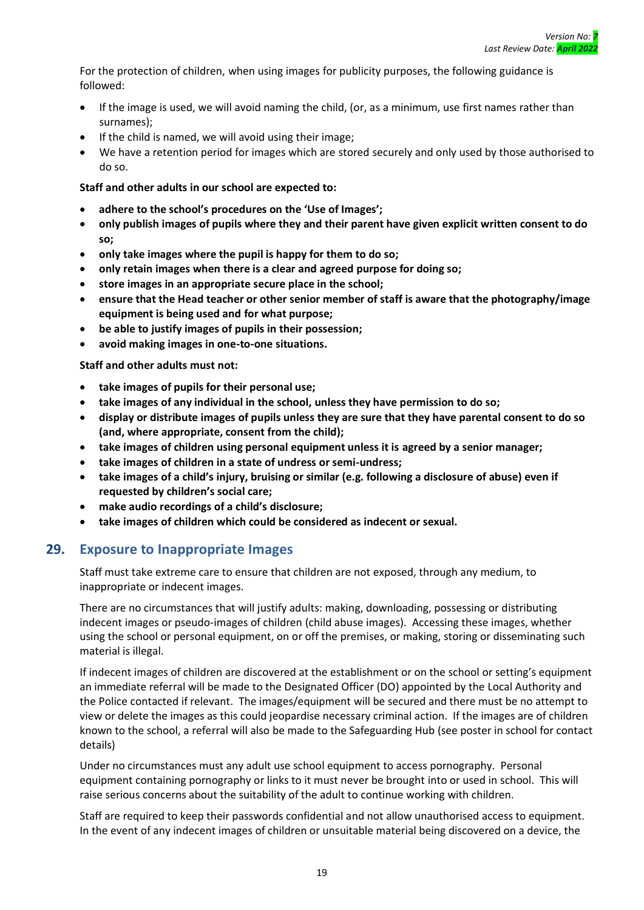For the protection of children, when using images for publicity purposes, the following guidance is followed:

- If the image is used, we will avoid naming the child, (or, as a minimum, use first names rather than surnames);
- If the child is named, we will avoid using their image;
- We have a retention period for images which are stored securely and only used by those authorised to do so.

**Staff and other adults in our school are expected to:**

- **adhere to the school's procedures on the 'Use of Images';**
- **only publish images of pupils where they and their parent have given explicit written consent to do so;**
- **only take images where the pupil is happy for them to do so;**
- **only retain images when there is a clear and agreed purpose for doing so;**
- **store images in an appropriate secure place in the school;**
- **ensure that the Head teacher or other senior member of staff is aware that the photography/image equipment is being used and for what purpose;**
- **be able to justify images of pupils in their possession;**
- **avoid making images in one-to-one situations.**

**Staff and other adults must not:**

- **take images of pupils for their personal use;**
- **take images of any individual in the school, unless they have permission to do so;**
- **display or distribute images of pupils unless they are sure that they have parental consent to do so (and, where appropriate, consent from the child);**
- **take images of children using personal equipment unless it is agreed by a senior manager;**
- **take images of children in a state of undress or semi-undress;**
- **take images of a child's injury, bruising or similar (e.g. following a disclosure of abuse) even if requested by children's social care;**
- **make audio recordings of a child's disclosure;**
- **take images of children which could be considered as indecent or sexual.**

## 29. Exposure to Inappropriate Images

Staff must take extreme care to ensure that children are not exposed, through any medium, to inappropriate or indecent images.

There are no circumstances that will justify adults: making, downloading, possessing or distributing indecent images or pseudo-images of children (child abuse images). Accessing these images, whether using the school or personal equipment, on or off the premises, or making, storing or disseminating such material is illegal.

If indecent images of children are discovered at the establishment or on the school or setting's equipment an immediate referral will be made to the Designated Officer (DO) appointed by the Local Authority and the Police contacted if relevant. The images/equipment will be secured and there must be no attempt to view or delete the images as this could jeopardise necessary criminal action. If the images are of children known to the school, a referral will also be made to the Safeguarding Hub (see poster in school for contact details)

Under no circumstances must any adult use school equipment to access pornography. Personal equipment containing pornography or links to it must never be brought into or used in school. This will raise serious concerns about the suitability of the adult to continue working with children.

Staff are required to keep their passwords confidential and not allow unauthorised access to equipment. In the event of any indecent images of children or unsuitable material being discovered on a device, the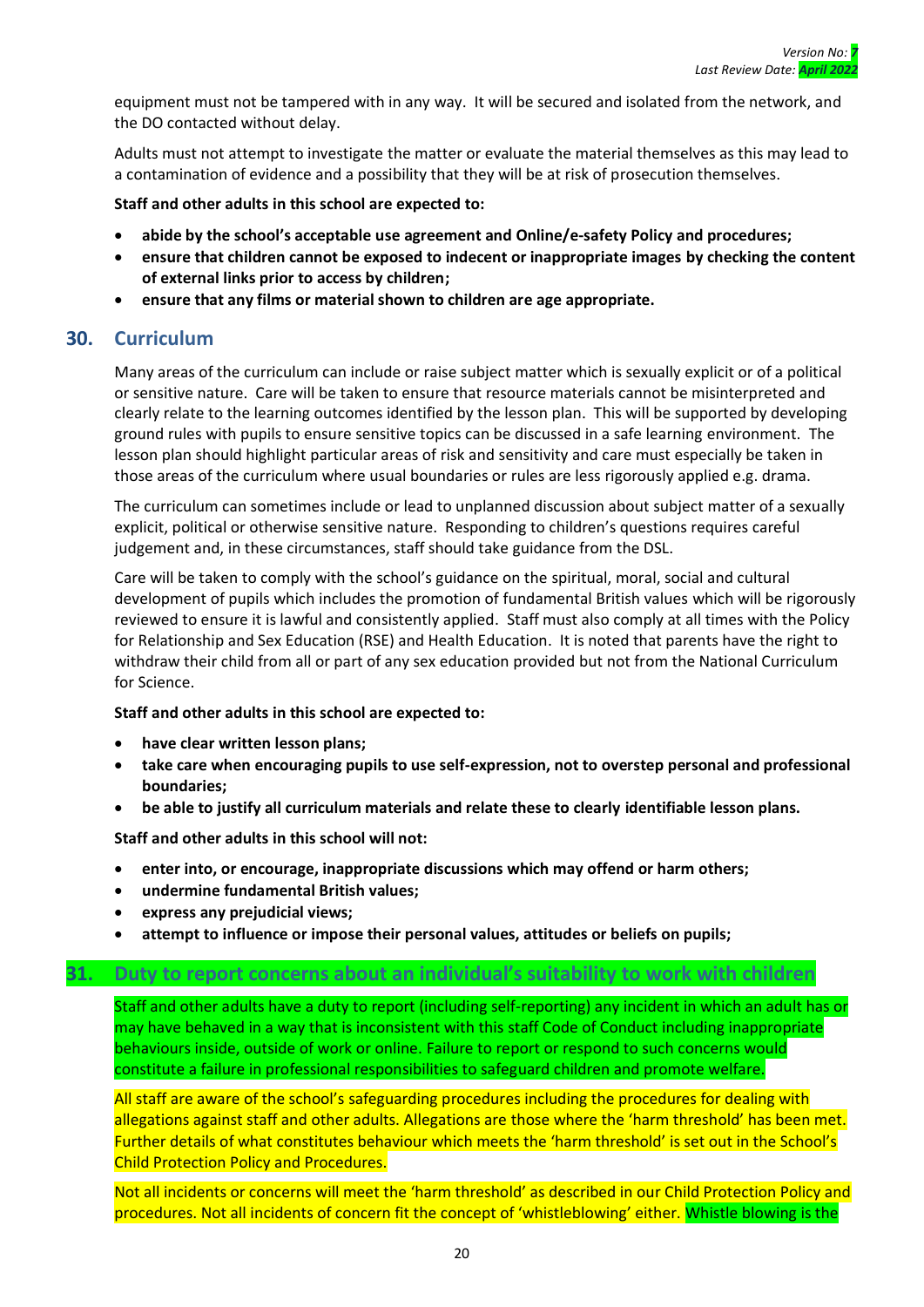equipment must not be tampered with in any way. It will be secured and isolated from the network, and the DO contacted without delay.

Adults must not attempt to investigate the matter or evaluate the material themselves as this may lead to a contamination of evidence and a possibility that they will be at risk of prosecution themselves.

**Staff and other adults in this school are expected to:**

- **abide by the school's acceptable use agreement and Online/e-safety Policy and procedures;**
- **ensure that children cannot be exposed to indecent or inappropriate images by checking the content of external links prior to access by children;**
- **ensure that any films or material shown to children are age appropriate.**

## 30. Curriculum

Many areas of the curriculum can include or raise subject matter which is sexually explicit or of a political or sensitive nature. Care will be taken to ensure that resource materials cannot be misinterpreted and clearly relate to the learning outcomes identified by the lesson plan. This will be supported by developing ground rules with pupils to ensure sensitive topics can be discussed in a safe learning environment. The lesson plan should highlight particular areas of risk and sensitivity and care must especially be taken in those areas of the curriculum where usual boundaries or rules are less rigorously applied e.g. drama.

The curriculum can sometimes include or lead to unplanned discussion about subject matter of a sexually explicit, political or otherwise sensitive nature. Responding to children's questions requires careful judgement and, in these circumstances, staff should take guidance from the DSL.

Care will be taken to comply with the school's guidance on the spiritual, moral, social and cultural development of pupils which includes the promotion of fundamental British values which will be rigorously reviewed to ensure it is lawful and consistently applied. Staff must also comply at all times with the Policy for Relationship and Sex Education (RSE) and Health Education. It is noted that parents have the right to withdraw their child from all or part of any sex education provided but not from the National Curriculum for Science.

**Staff and other adults in this school are expected to:**

- **have clear written lesson plans;**
- **take care when encouraging pupils to use self-expression, not to overstep personal and professional boundaries;**
- **be able to justify all curriculum materials and relate these to clearly identifiable lesson plans.**

**Staff and other adults in this school will not:**

- **enter into, or encourage, inappropriate discussions which may offend or harm others;**
- **undermine fundamental British values;**
- **express any prejudicial views;**
- **attempt to influence or impose their personal values, attitudes or beliefs on pupils;**

## 31. Duty to report concerns about an individual's suitability to work with children

Staff and other adults have a duty to report (including self-reporting) any incident in which an adult has or may have behaved in a way that is inconsistent with this staff Code of Conduct including inappropriate behaviours inside, outside of work or online. Failure to report or respond to such concerns would constitute a failure in professional responsibilities to safeguard children and promote welfare.

All staff are aware of the school's safeguarding procedures including the procedures for dealing with allegations against staff and other adults. Allegations are those where the 'harm threshold' has been met. Further details of what constitutes behaviour which meets the 'harm threshold' is set out in the School's Child Protection Policy and Procedures.

Not all incidents or concerns will meet the 'harm threshold' as described in our Child Protection Policy and procedures. Not all incidents of concern fit the concept of 'whistleblowing' either. Whistle blowing is the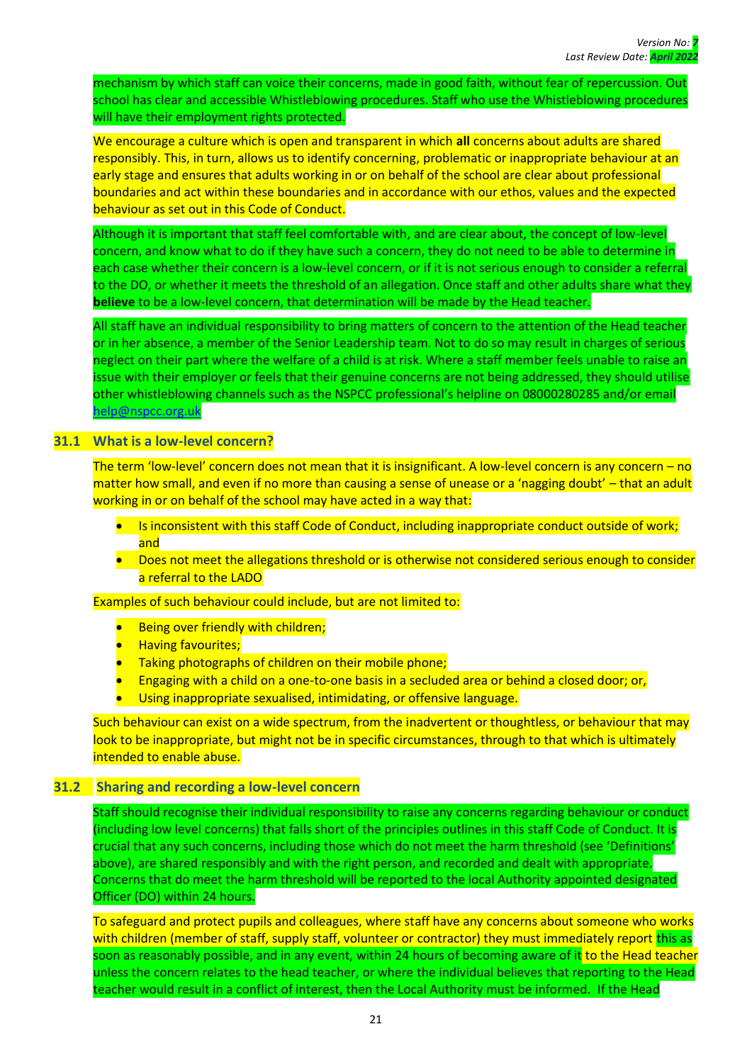mechanism by which staff can voice their concerns, made in good faith, without fear of repercussion. Out school has clear and accessible Whistleblowing procedures. Staff who use the Whistleblowing procedures will have their employment rights protected.

We encourage a culture which is open and transparent in which **all** concerns about adults are shared responsibly. This, in turn, allows us to identify concerning, problematic or inappropriate behaviour at an early stage and ensures that adults working in or on behalf of the school are clear about professional boundaries and act within these boundaries and in accordance with our ethos, values and the expected behaviour as set out in this Code of Conduct.

Although it is important that staff feel comfortable with, and are clear about, the concept of low-level concern, and know what to do if they have such a concern, they do not need to be able to determine in each case whether their concern is a low-level concern, or if it is not serious enough to consider a referral to the DO, or whether it meets the threshold of an allegation. Once staff and other adults share what they **believe** to be a low-level concern, that determination will be made by the Head teacher.

All staff have an individual responsibility to bring matters of concern to the attention of the Head teacher or in her absence, a member of the Senior Leadership team. Not to do so may result in charges of serious neglect on their part where the welfare of a child is at risk. Where a staff member feels unable to raise an issue with their employer or feels that their genuine concerns are not being addressed, they should utilise other whistleblowing channels such as the NSPCC professional's helpline on 08000280285 and/or email help@nspcc.org.uk

## 31.1 What is a low-level concern?

The term 'low-level' concern does not mean that it is insignificant. A low-level concern is any concern – no matter how small, and even if no more than causing a sense of unease or a 'nagging doubt' – that an adult working in or on behalf of the school may have acted in a way that:

- Is inconsistent with this staff Code of Conduct, including inappropriate conduct outside of work; and
- Does not meet the allegations threshold or is otherwise not considered serious enough to consider a referral to the LADO

Examples of such behaviour could include, but are not limited to:

- Being over friendly with children;
- Having favourites;
- Taking photographs of children on their mobile phone;
- Engaging with a child on a one-to-one basis in a secluded area or behind a closed door; or,
- Using inappropriate sexualised, intimidating, or offensive language.

Such behaviour can exist on a wide spectrum, from the inadvertent or thoughtless, or behaviour that may look to be inappropriate, but might not be in specific circumstances, through to that which is ultimately intended to enable abuse.

## 31.2 Sharing and recording a low-level concern

Staff should recognise their individual responsibility to raise any concerns regarding behaviour or conduct (including low level concerns) that falls short of the principles outlines in this staff Code of Conduct. It is crucial that any such concerns, including those which do not meet the harm threshold (see 'Definitions' above), are shared responsibly and with the right person, and recorded and dealt with appropriate. Concerns that do meet the harm threshold will be reported to the local Authority appointed designated Officer (DO) within 24 hours.

To safeguard and protect pupils and colleagues, where staff have any concerns about someone who works with children (member of staff, supply staff, volunteer or contractor) they must immediately report this as soon as reasonably possible, and in any event, within 24 hours of becoming aware of it to the Head teacher unless the concern relates to the head teacher, or where the individual believes that reporting to the Head teacher would result in a conflict of interest, then the Local Authority must be informed. If the Head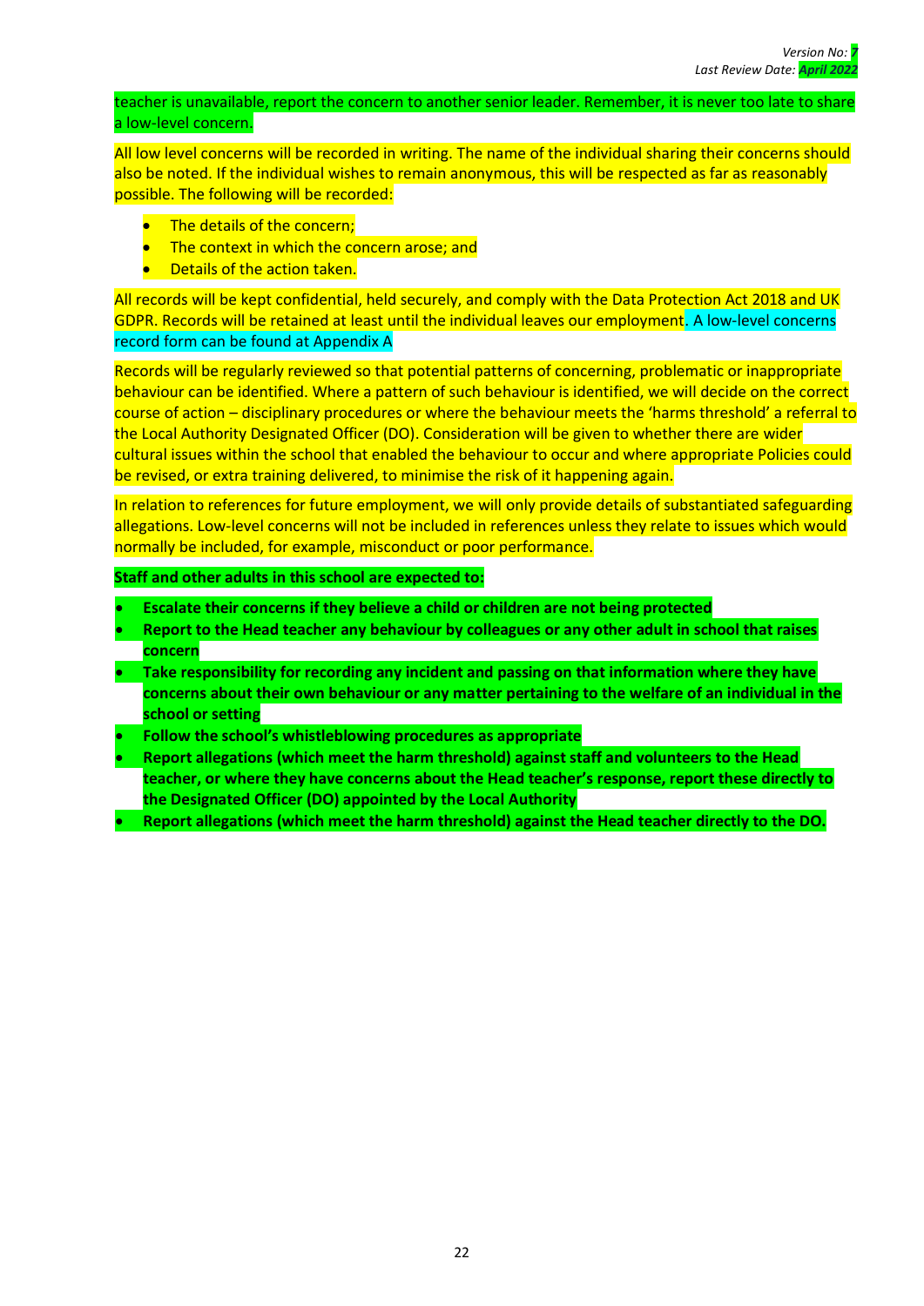teacher is unavailable, report the concern to another senior leader. Remember, it is never too late to share a low-level concern.

All low level concerns will be recorded in writing. The name of the individual sharing their concerns should also be noted. If the individual wishes to remain anonymous, this will be respected as far as reasonably possible. The following will be recorded:

- The details of the concern;
- The context in which the concern arose; and
- Details of the action taken.

All records will be kept confidential, held securely, and comply with the Data Protection Act 2018 and UK GDPR. Records will be retained at least until the individual leaves our employment. A low-level concerns record form can be found at Appendix A

Records will be regularly reviewed so that potential patterns of concerning, problematic or inappropriate behaviour can be identified. Where a pattern of such behaviour is identified, we will decide on the correct course of action – disciplinary procedures or where the behaviour meets the 'harms threshold' a referral to the Local Authority Designated Officer (DO). Consideration will be given to whether there are wider cultural issues within the school that enabled the behaviour to occur and where appropriate Policies could be revised, or extra training delivered, to minimise the risk of it happening again.

In relation to references for future employment, we will only provide details of substantiated safeguarding allegations. Low-level concerns will not be included in references unless they relate to issues which would normally be included, for example, misconduct or poor performance.

**Staff and other adults in this school are expected to:**

- **Escalate their concerns if they believe a child or children are not being protected**
- **Report to the Head teacher any behaviour by colleagues or any other adult in school that raises concern**
- **Take responsibility for recording any incident and passing on that information where they have concerns about their own behaviour or any matter pertaining to the welfare of an individual in the school or setting**
- **Follow the school's whistleblowing procedures as appropriate**
- **Report allegations (which meet the harm threshold) against staff and volunteers to the Head teacher, or where they have concerns about the Head teacher's response, report these directly to the Designated Officer (DO) appointed by the Local Authority**
- **Report allegations (which meet the harm threshold) against the Head teacher directly to the DO.**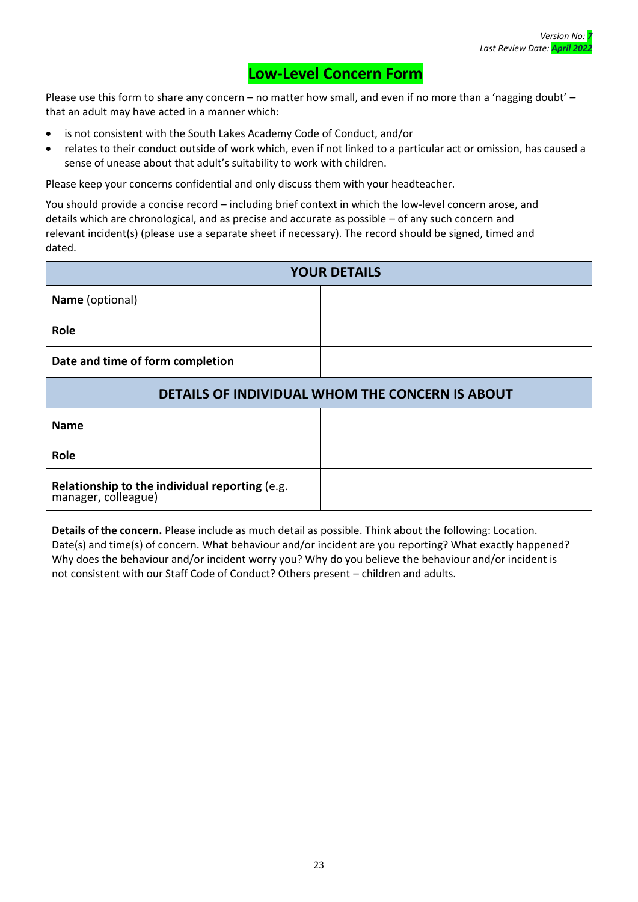*Version No: 7*
*Last Review Date: April 2022*

# Low-Level Concern Form

Please use this form to share any concern – no matter how small, and even if no more than a 'nagging doubt' – that an adult may have acted in a manner which:

- is not consistent with the South Lakes Academy Code of Conduct, and/or
- relates to their conduct outside of work which, even if not linked to a particular act or omission, has caused a sense of unease about that adult's suitability to work with children.

Please keep your concerns confidential and only discuss them with your headteacher.

You should provide a concise record – including brief context in which the low-level concern arose, and details which are chronological, and as precise and accurate as possible – of any such concern and relevant incident(s) (please use a separate sheet if necessary). The record should be signed, timed and dated.

| **YOUR DETAILS** | |
|---|---|
| **Name** (optional) | |
| **Role** | |
| **Date and time of form completion** | |
| **DETAILS OF INDIVIDUAL WHOM THE CONCERN IS ABOUT** | |
| **Name** | |
| **Role** | |
| **Relationship to the individual reporting** (e.g. manager, colleague) | |

**Details of the concern.** Please include as much detail as possible. Think about the following: Location. Date(s) and time(s) of concern. What behaviour and/or incident are you reporting? What exactly happened? Why does the behaviour and/or incident worry you? Why do you believe the behaviour and/or incident is not consistent with our Staff Code of Conduct? Others present – children and adults.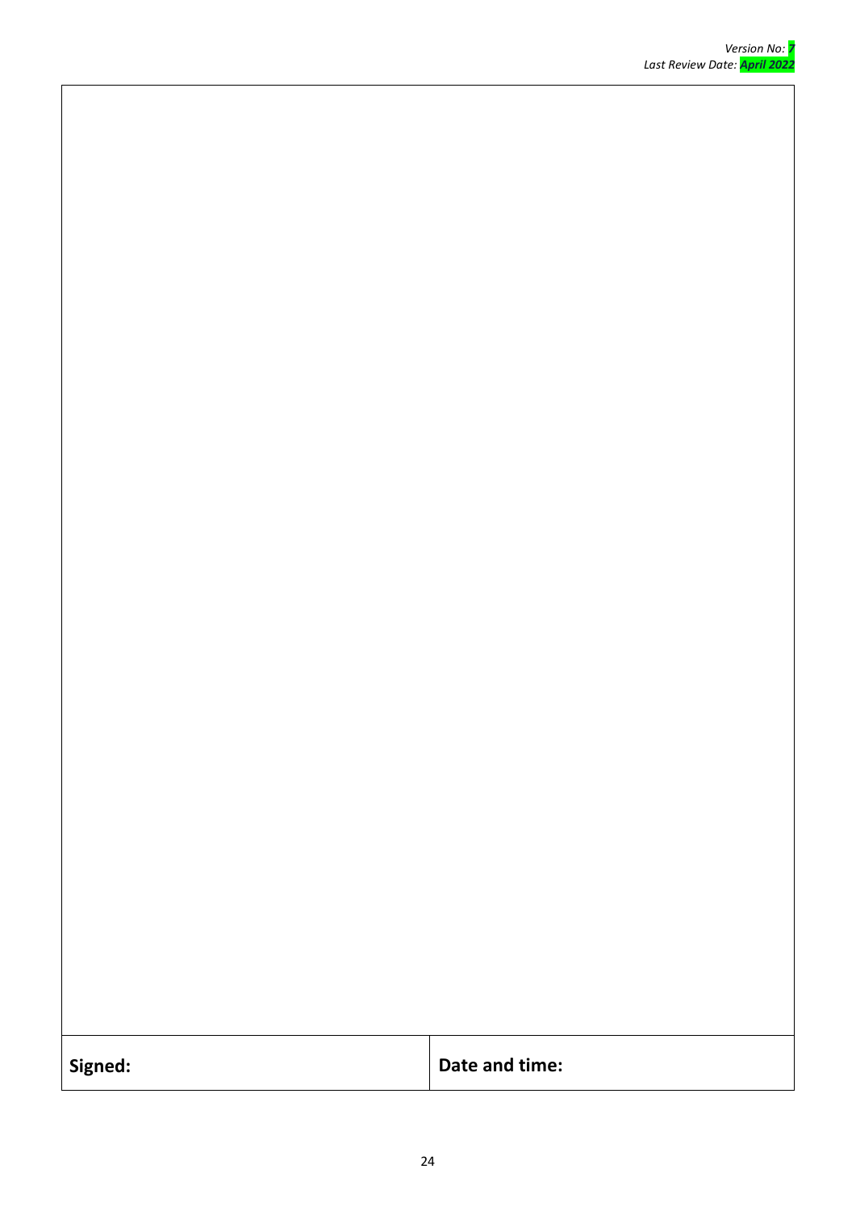| | |
|---|---|
| | |
| **Signed:** | **Date and time:** |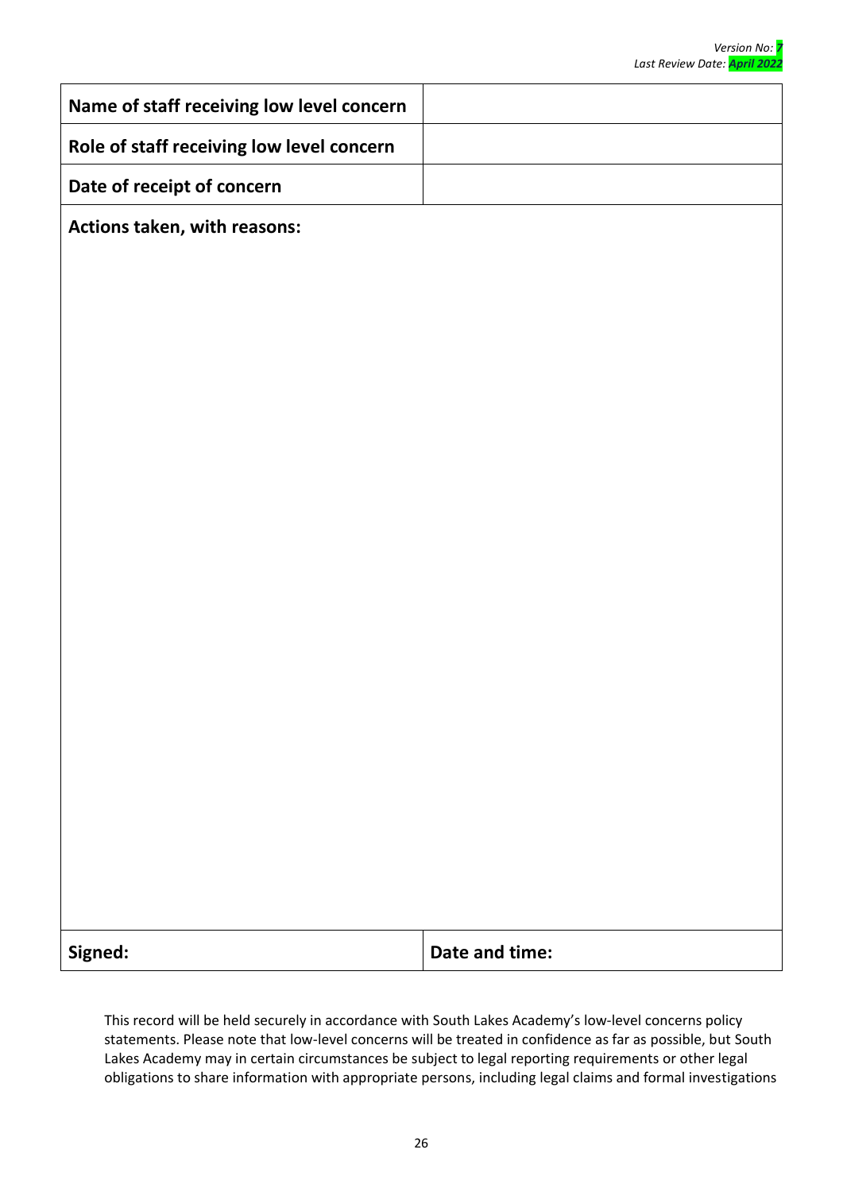| | |
|---|---|
| **Name of staff receiving low level concern** | |
| **Role of staff receiving low level concern** | |
| **Date of receipt of concern** | |
| **Actions taken, with reasons:** | |
| **Signed:** | **Date and time:** |

This record will be held securely in accordance with South Lakes Academy's low-level concerns policy statements. Please note that low-level concerns will be treated in confidence as far as possible, but South Lakes Academy may in certain circumstances be subject to legal reporting requirements or other legal obligations to share information with appropriate persons, including legal claims and formal investigations